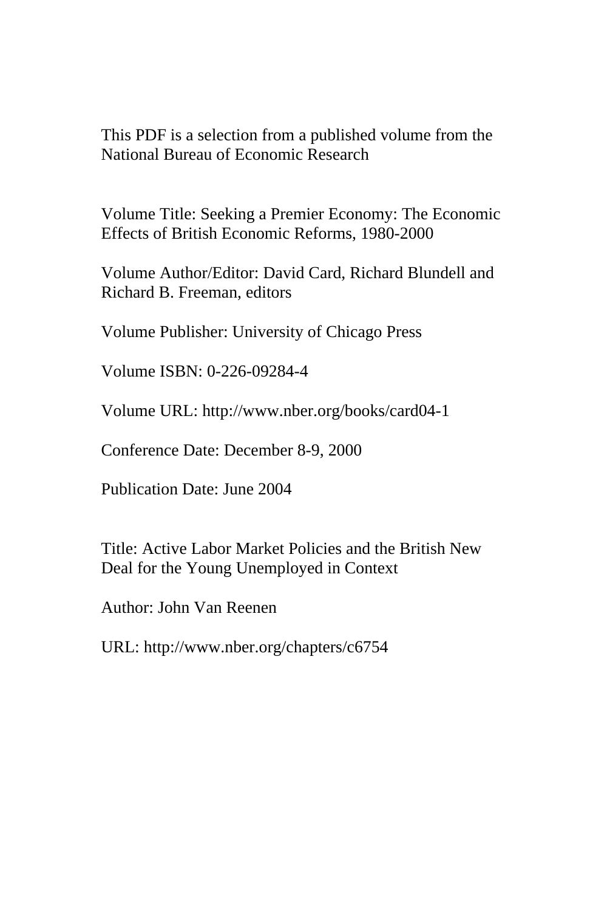This PDF is a selection from a published volume from the National Bureau of Economic Research

Volume Title: Seeking a Premier Economy: The Economic Effects of British Economic Reforms, 1980-2000

Volume Author/Editor: David Card, Richard Blundell and Richard B. Freeman, editors

Volume Publisher: University of Chicago Press

Volume ISBN: 0-226-09284-4

Volume URL: http://www.nber.org/books/card04-1

Conference Date: December 8-9, 2000

Publication Date: June 2004

Title: Active Labor Market Policies and the British New Deal for the Young Unemployed in Context

Author: John Van Reenen

URL: http://www.nber.org/chapters/c6754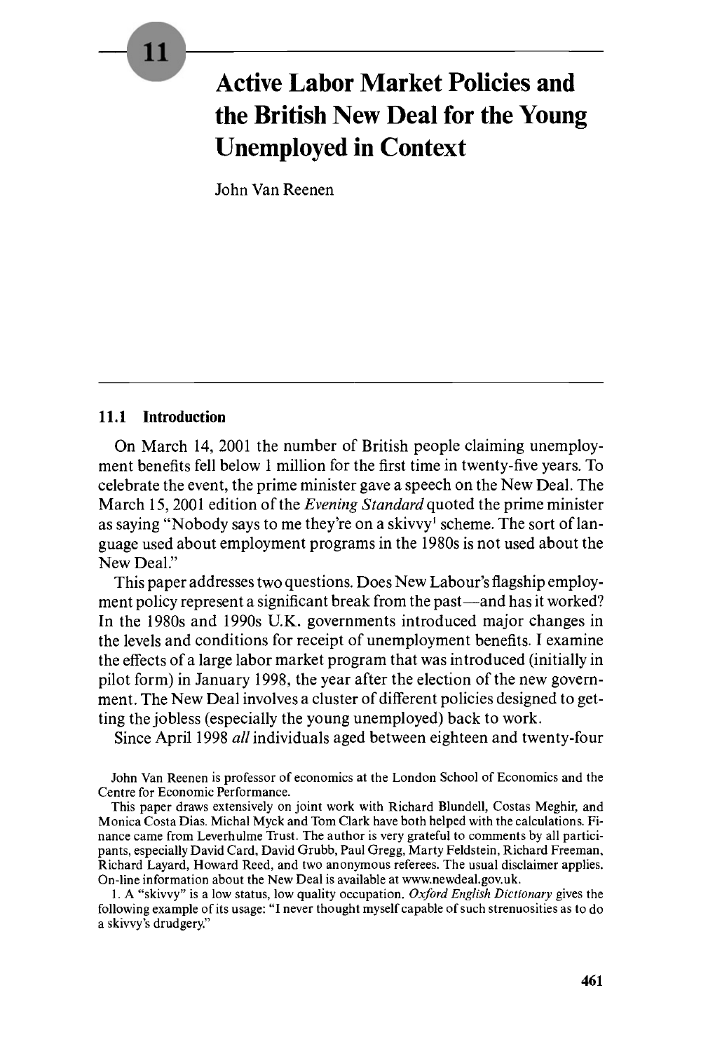# 11 Active Labor Market Policies and the British New Deal for the Young Unemployed in Context

John Van Reenen

## 11.1 Introduction

On March 14, 2001 the number of British people claiming unemployment benefits fell below 1 million for the first time in twenty-five years. To celebrate the event, the prime minister gave a speech on the New Deal. The March 15, 2001 edition of the *Evening Standard* quoted the prime minister as saying "Nobody says to me they're on a skivvy[1] scheme. The sort of language used about employment programs in the 1980s is not used about the New Deal."

This paper addresses two questions. Does New Labour's flagship employment policy represent a significant break from the past—and has it worked? In the 1980s and 1990s U.K. governments introduced major changes in the levels and conditions for receipt of unemployment benefits. I examine the effects of a large labor market program that was introduced (initially in pilot form) in January 1998, the year after the election of the new government. The New Deal involves a cluster of different policies designed to getting the jobless (especially the young unemployed) back to work.

Since April 1998 *all* individuals aged between eighteen and twenty-four

---

John Van Reenen is professor of economics at the London School of Economics and the Centre for Economic Performance.

This paper draws extensively on joint work with Richard Blundell, Costas Meghir, and Monica Costa Dias. Michal Myck and Tom Clark have both helped with the calculations. Finance came from Leverhulme Trust. The author is very grateful to comments by all participants, especially David Card, David Grubb, Paul Gregg, Marty Feldstein, Richard Freeman, Richard Layard, Howard Reed, and two anonymous referees. The usual disclaimer applies. On-line information about the New Deal is available at www.newdeal.gov.uk.

1. A "skivvy" is a low status, low quality occupation. *Oxford English Dictionary* gives the following example of its usage: "I never thought myself capable of such strenuosities as to do a skivvy's drudgery."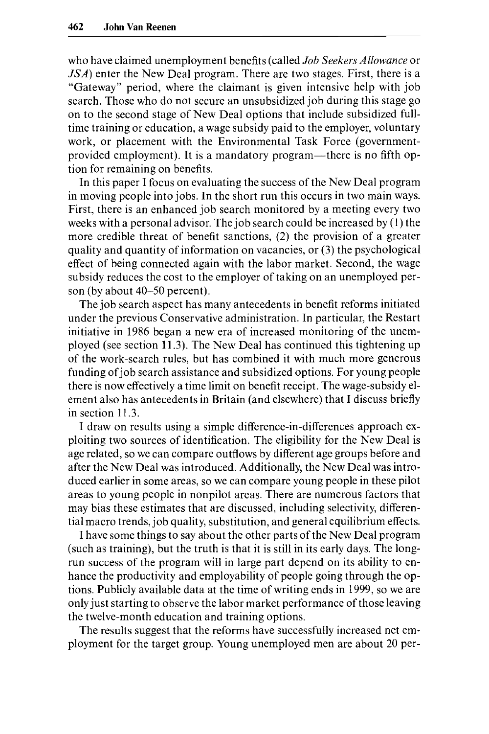who have claimed unemployment benefits (called *Job Seekers Allowance* or *JSA*) enter the New Deal program. There are two stages. First, there is a "Gateway" period, where the claimant is given intensive help with job search. Those who do not secure an unsubsidized job during this stage go on to the second stage of New Deal options that include subsidized full-time training or education, a wage subsidy paid to the employer, voluntary work, or placement with the Environmental Task Force (government-provided employment). It is a mandatory program—there is no fifth option for remaining on benefits.

In this paper I focus on evaluating the success of the New Deal program in moving people into jobs. In the short run this occurs in two main ways. First, there is an enhanced job search monitored by a meeting every two weeks with a personal advisor. The job search could be increased by (1) the more credible threat of benefit sanctions, (2) the provision of a greater quality and quantity of information on vacancies, or (3) the psychological effect of being connected again with the labor market. Second, the wage subsidy reduces the cost to the employer of taking on an unemployed person (by about 40–50 percent).

The job search aspect has many antecedents in benefit reforms initiated under the previous Conservative administration. In particular, the Restart initiative in 1986 began a new era of increased monitoring of the unemployed (see section 11.3). The New Deal has continued this tightening up of the work-search rules, but has combined it with much more generous funding of job search assistance and subsidized options. For young people there is now effectively a time limit on benefit receipt. The wage-subsidy element also has antecedents in Britain (and elsewhere) that I discuss briefly in section 11.3.

I draw on results using a simple difference-in-differences approach exploiting two sources of identification. The eligibility for the New Deal is age related, so we can compare outflows by different age groups before and after the New Deal was introduced. Additionally, the New Deal was introduced earlier in some areas, so we can compare young people in these pilot areas to young people in nonpilot areas. There are numerous factors that may bias these estimates that are discussed, including selectivity, differential macro trends, job quality, substitution, and general equilibrium effects.

I have some things to say about the other parts of the New Deal program (such as training), but the truth is that it is still in its early days. The long-run success of the program will in large part depend on its ability to enhance the productivity and employability of people going through the options. Publicly available data at the time of writing ends in 1999, so we are only just starting to observe the labor market performance of those leaving the twelve-month education and training options.

The results suggest that the reforms have successfully increased net employment for the target group. Young unemployed men are about 20 per-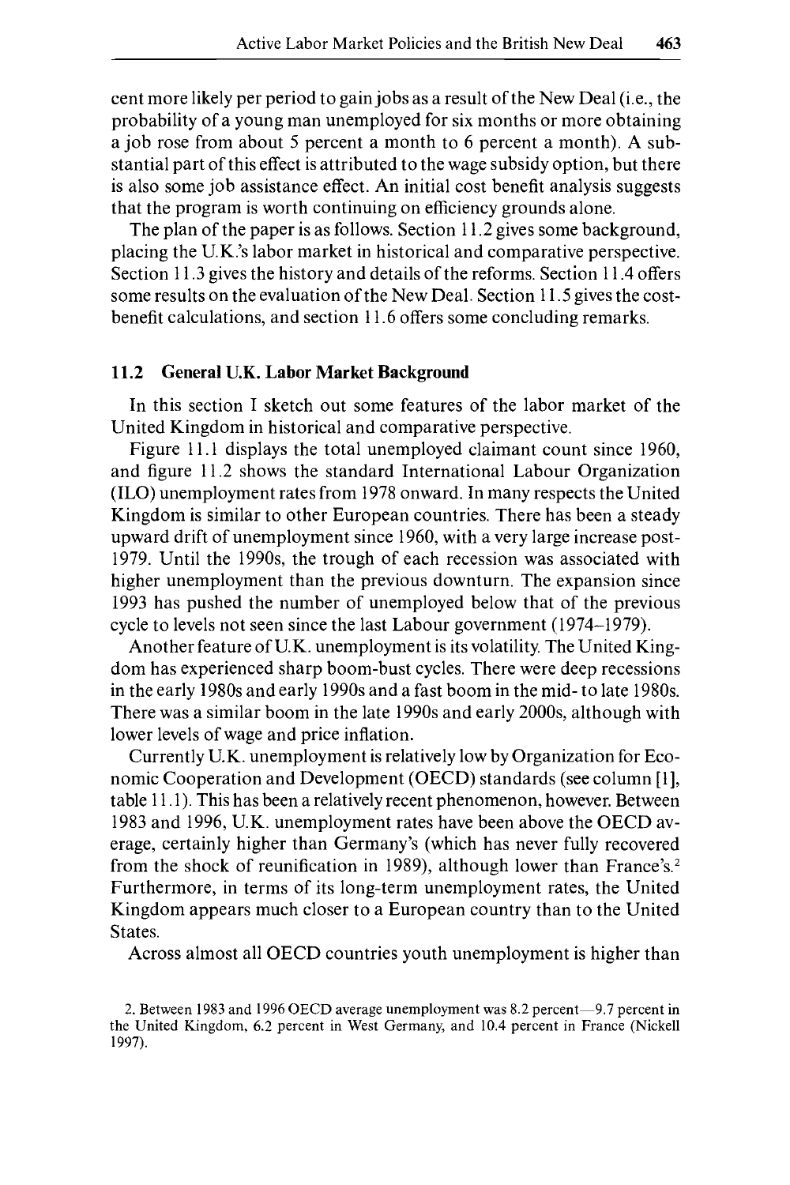cent more likely per period to gain jobs as a result of the New Deal (i.e., the probability of a young man unemployed for six months or more obtaining a job rose from about 5 percent a month to 6 percent a month). A substantial part of this effect is attributed to the wage subsidy option, but there is also some job assistance effect. An initial cost benefit analysis suggests that the program is worth continuing on efficiency grounds alone.

The plan of the paper is as follows. Section 11.2 gives some background, placing the U.K.'s labor market in historical and comparative perspective. Section 11.3 gives the history and details of the reforms. Section 11.4 offers some results on the evaluation of the New Deal. Section 11.5 gives the cost-benefit calculations, and section 11.6 offers some concluding remarks.

## 11.2 General U.K. Labor Market Background

In this section I sketch out some features of the labor market of the United Kingdom in historical and comparative perspective.

Figure 11.1 displays the total unemployed claimant count since 1960, and figure 11.2 shows the standard International Labour Organization (ILO) unemployment rates from 1978 onward. In many respects the United Kingdom is similar to other European countries. There has been a steady upward drift of unemployment since 1960, with a very large increase post-1979. Until the 1990s, the trough of each recession was associated with higher unemployment than the previous downturn. The expansion since 1993 has pushed the number of unemployed below that of the previous cycle to levels not seen since the last Labour government (1974–1979).

Another feature of U.K. unemployment is its volatility. The United Kingdom has experienced sharp boom-bust cycles. There were deep recessions in the early 1980s and early 1990s and a fast boom in the mid- to late 1980s. There was a similar boom in the late 1990s and early 2000s, although with lower levels of wage and price inflation.

Currently U.K. unemployment is relatively low by Organization for Economic Cooperation and Development (OECD) standards (see column [1], table 11.1). This has been a relatively recent phenomenon, however. Between 1983 and 1996, U.K. unemployment rates have been above the OECD average, certainly higher than Germany's (which has never fully recovered from the shock of reunification in 1989), although lower than France's.[2] Furthermore, in terms of its long-term unemployment rates, the United Kingdom appears much closer to a European country than to the United States.

Across almost all OECD countries youth unemployment is higher than

2. Between 1983 and 1996 OECD average unemployment was 8.2 percent—9.7 percent in the United Kingdom, 6.2 percent in West Germany, and 10.4 percent in France (Nickell 1997).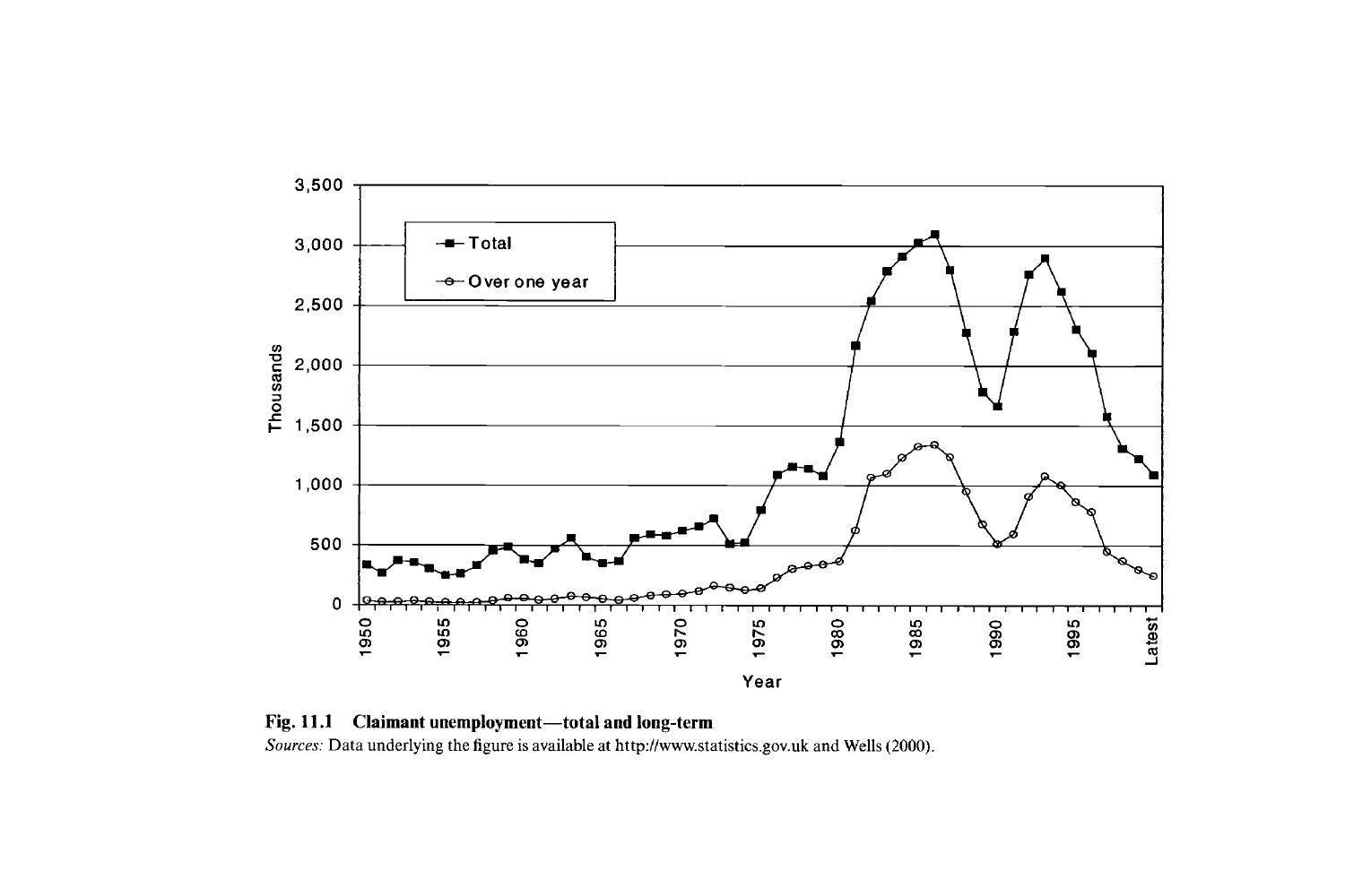**Fig. 11.1 Claimant unemployment—total and long-term**

*Sources:* Data underlying the figure is available at http://www.statistics.gov.uk and Wells (2000).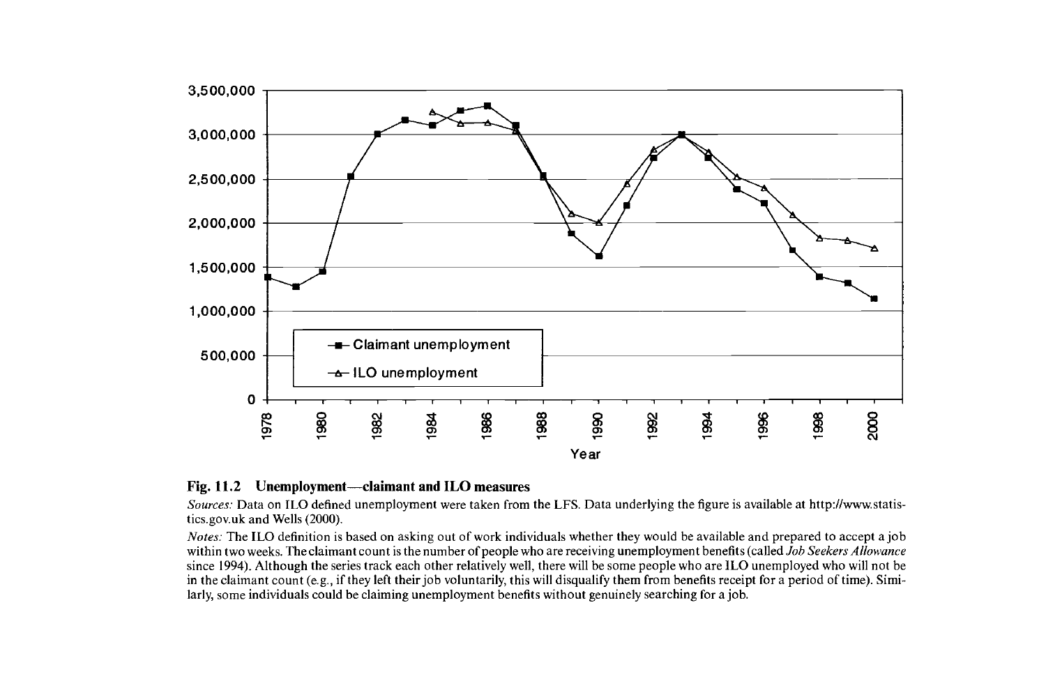**Fig. 11.2 Unemployment—claimant and ILO measures**

*Sources:* Data on ILO defined unemployment were taken from the LFS. Data underlying the figure is available at http://www.statistics.gov.uk and Wells (2000).

*Notes:* The ILO definition is based on asking out of work individuals whether they would be available and prepared to accept a job within two weeks. The claimant count is the number of people who are receiving unemployment benefits (called *Job Seekers Allowance* since 1994). Although the series track each other relatively well, there will be some people who are ILO unemployed who will not be in the claimant count (e.g., if they left their job voluntarily, this will disqualify them from benefits receipt for a period of time). Similarly, some individuals could be claiming unemployment benefits without genuinely searching for a job.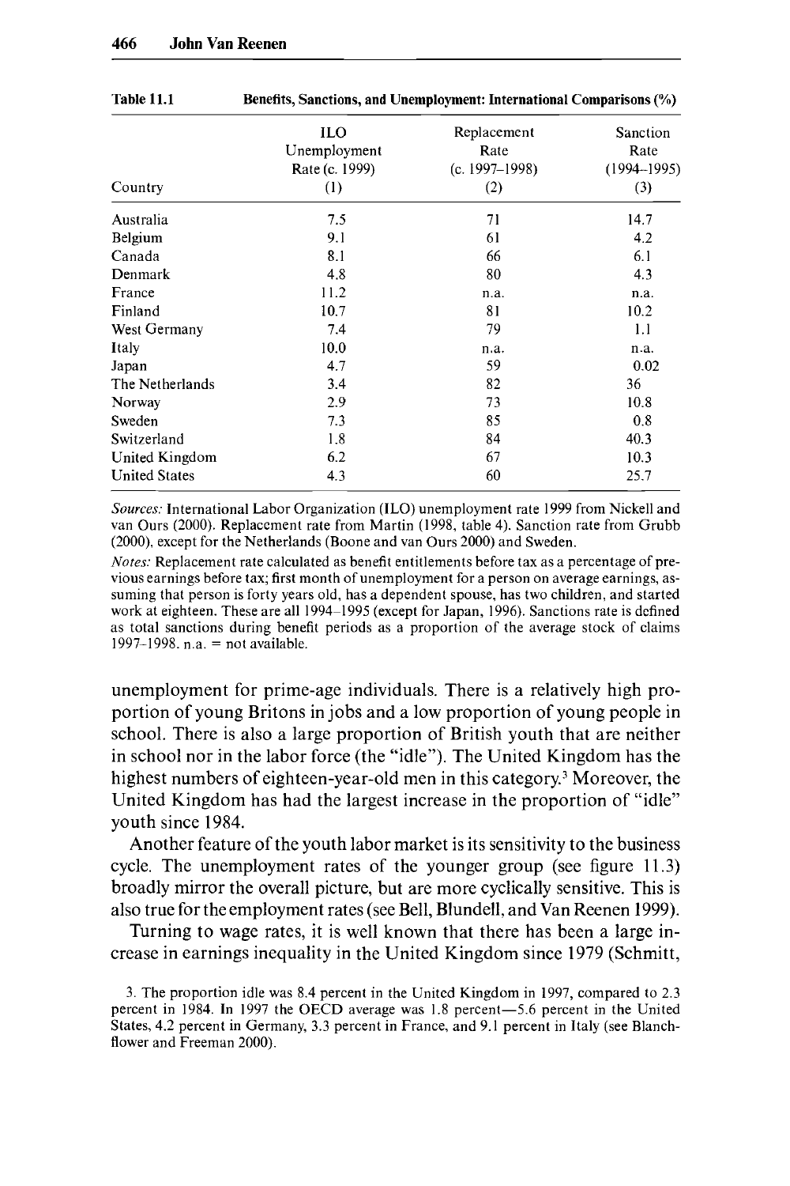**Table 11.1 Benefits, Sanctions, and Unemployment: International Comparisons (%)**

| Country | ILO Unemployment Rate (c. 1999) (1) | Replacement Rate (c. 1997–1998) (2) | Sanction Rate (1994–1995) (3) |
|---|---|---|---|
| Australia | 7.5 | 71 | 14.7 |
| Belgium | 9.1 | 61 | 4.2 |
| Canada | 8.1 | 66 | 6.1 |
| Denmark | 4.8 | 80 | 4.3 |
| France | 11.2 | n.a. | n.a. |
| Finland | 10.7 | 81 | 10.2 |
| West Germany | 7.4 | 79 | 1.1 |
| Italy | 10.0 | n.a. | n.a. |
| Japan | 4.7 | 59 | 0.02 |
| The Netherlands | 3.4 | 82 | 36 |
| Norway | 2.9 | 73 | 10.8 |
| Sweden | 7.3 | 85 | 0.8 |
| Switzerland | 1.8 | 84 | 40.3 |
| United Kingdom | 6.2 | 67 | 10.3 |
| United States | 4.3 | 60 | 25.7 |

*Sources:* International Labor Organization (ILO) unemployment rate 1999 from Nickell and van Ours (2000). Replacement rate from Martin (1998, table 4). Sanction rate from Grubb (2000), except for the Netherlands (Boone and van Ours 2000) and Sweden.

*Notes:* Replacement rate calculated as benefit entitlements before tax as a percentage of previous earnings before tax; first month of unemployment for a person on average earnings, assuming that person is forty years old, has a dependent spouse, has two children, and started work at eighteen. These are all 1994–1995 (except for Japan, 1996). Sanctions rate is defined as total sanctions during benefit periods as a proportion of the average stock of claims 1997–1998. n.a. = not available.

unemployment for prime-age individuals. There is a relatively high proportion of young Britons in jobs and a low proportion of young people in school. There is also a large proportion of British youth that are neither in school nor in the labor force (the "idle"). The United Kingdom has the highest numbers of eighteen-year-old men in this category.[3] Moreover, the United Kingdom has had the largest increase in the proportion of "idle" youth since 1984.

Another feature of the youth labor market is its sensitivity to the business cycle. The unemployment rates of the younger group (see figure 11.3) broadly mirror the overall picture, but are more cyclically sensitive. This is also true for the employment rates (see Bell, Blundell, and Van Reenen 1999).

Turning to wage rates, it is well known that there has been a large increase in earnings inequality in the United Kingdom since 1979 (Schmitt,

3. The proportion idle was 8.4 percent in the United Kingdom in 1997, compared to 2.3 percent in 1984. In 1997 the OECD average was 1.8 percent—5.6 percent in the United States, 4.2 percent in Germany, 3.3 percent in France, and 9.1 percent in Italy (see Blanchflower and Freeman 2000).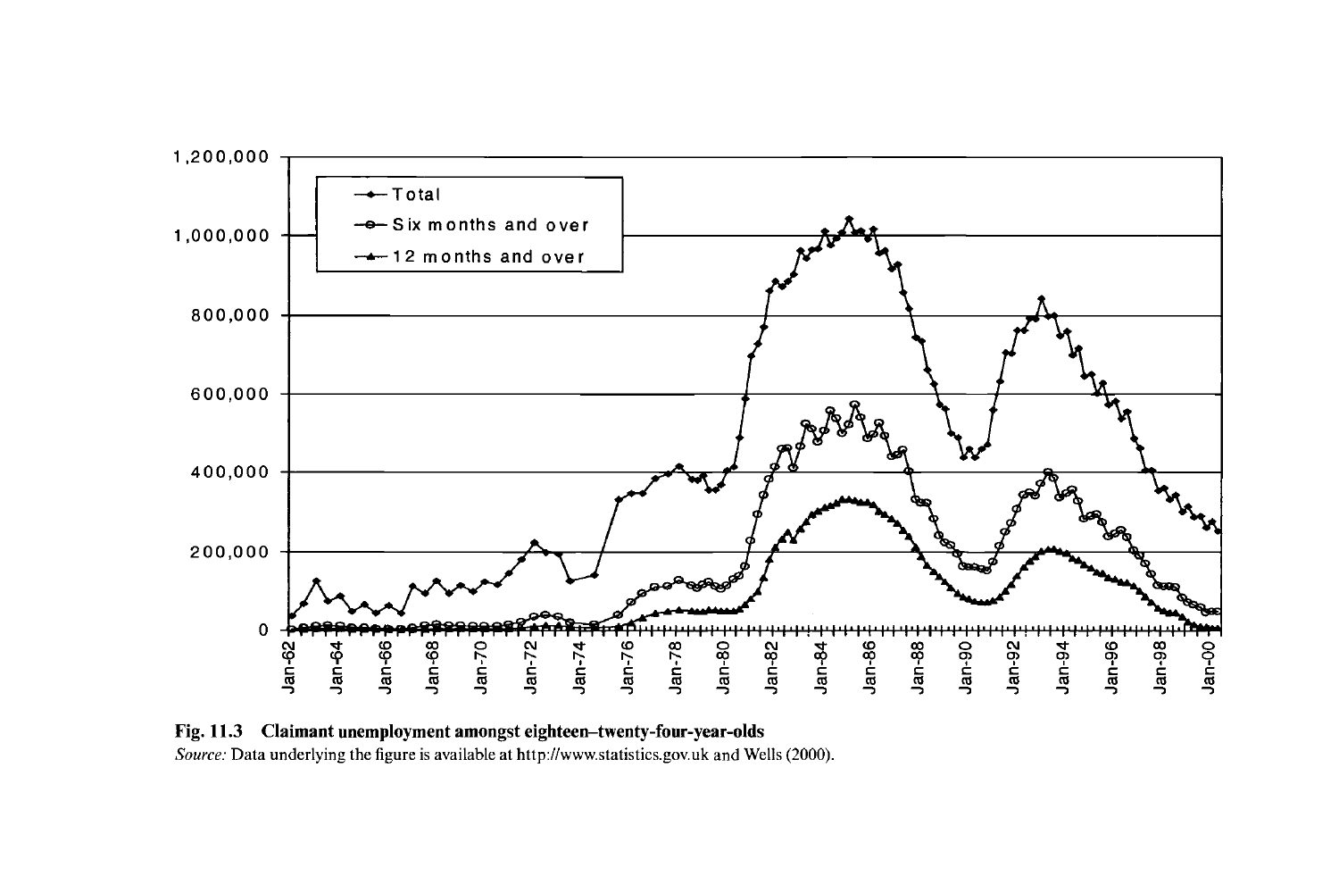**Fig. 11.3 Claimant unemployment amongst eighteen–twenty-four-year-olds**

*Source:* Data underlying the figure is available at http://www.statistics.gov.uk and Wells (2000).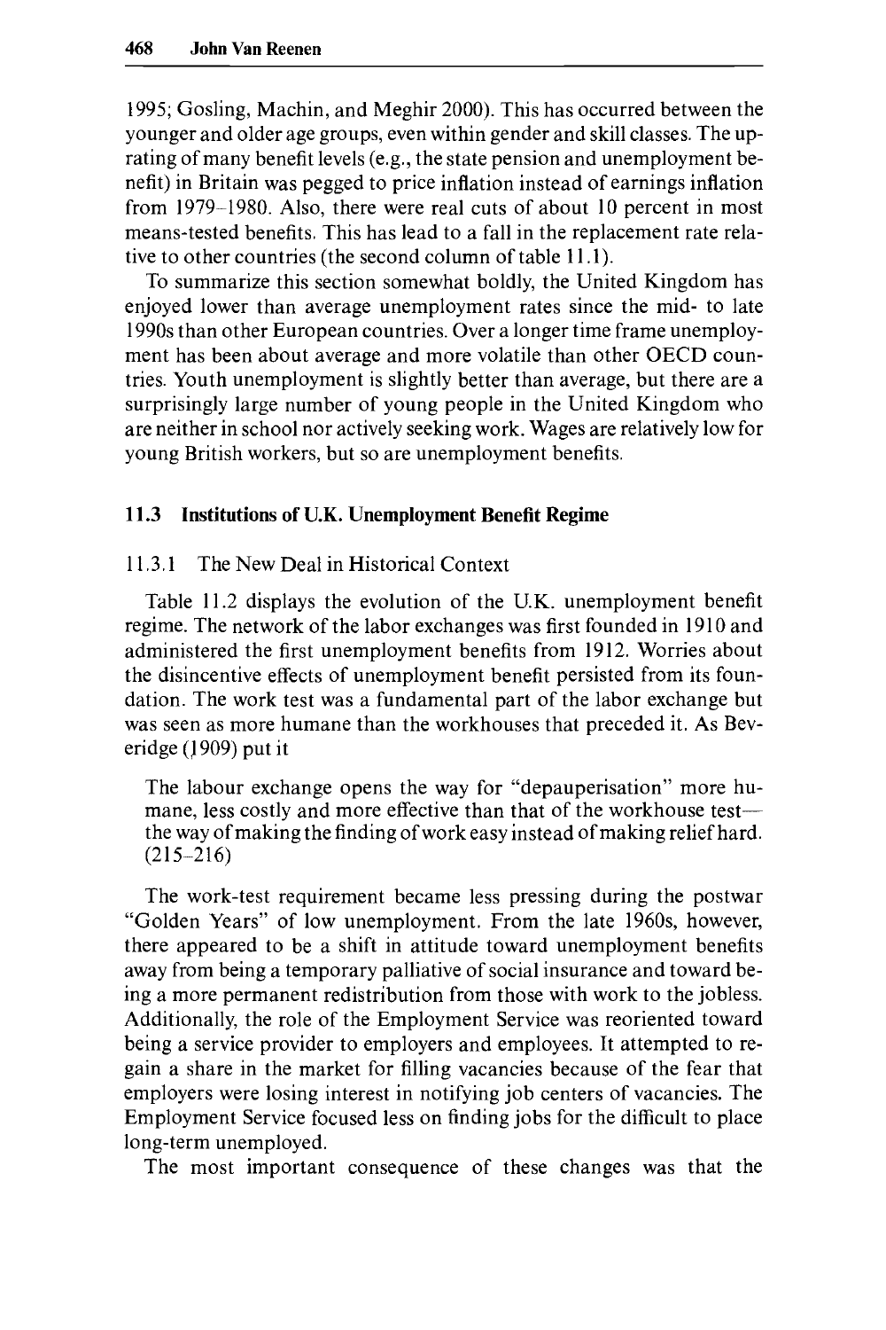1995; Gosling, Machin, and Meghir 2000). This has occurred between the younger and older age groups, even within gender and skill classes. The uprating of many benefit levels (e.g., the state pension and unemployment benefit) in Britain was pegged to price inflation instead of earnings inflation from 1979–1980. Also, there were real cuts of about 10 percent in most means-tested benefits. This has lead to a fall in the replacement rate relative to other countries (the second column of table 11.1).

To summarize this section somewhat boldly, the United Kingdom has enjoyed lower than average unemployment rates since the mid- to late 1990s than other European countries. Over a longer time frame unemployment has been about average and more volatile than other OECD countries. Youth unemployment is slightly better than average, but there are a surprisingly large number of young people in the United Kingdom who are neither in school nor actively seeking work. Wages are relatively low for young British workers, but so are unemployment benefits.

## 11.3 Institutions of U.K. Unemployment Benefit Regime

### 11.3.1 The New Deal in Historical Context

Table 11.2 displays the evolution of the U.K. unemployment benefit regime. The network of the labor exchanges was first founded in 1910 and administered the first unemployment benefits from 1912. Worries about the disincentive effects of unemployment benefit persisted from its foundation. The work test was a fundamental part of the labor exchange but was seen as more humane than the workhouses that preceded it. As Beveridge (1909) put it

> The labour exchange opens the way for "depauperisation" more humane, less costly and more effective than that of the workhouse test—the way of making the finding of work easy instead of making relief hard. (215–216)

The work-test requirement became less pressing during the postwar "Golden Years" of low unemployment. From the late 1960s, however, there appeared to be a shift in attitude toward unemployment benefits away from being a temporary palliative of social insurance and toward being a more permanent redistribution from those with work to the jobless. Additionally, the role of the Employment Service was reoriented toward being a service provider to employers and employees. It attempted to regain a share in the market for filling vacancies because of the fear that employers were losing interest in notifying job centers of vacancies. The Employment Service focused less on finding jobs for the difficult to place long-term unemployed.

The most important consequence of these changes was that the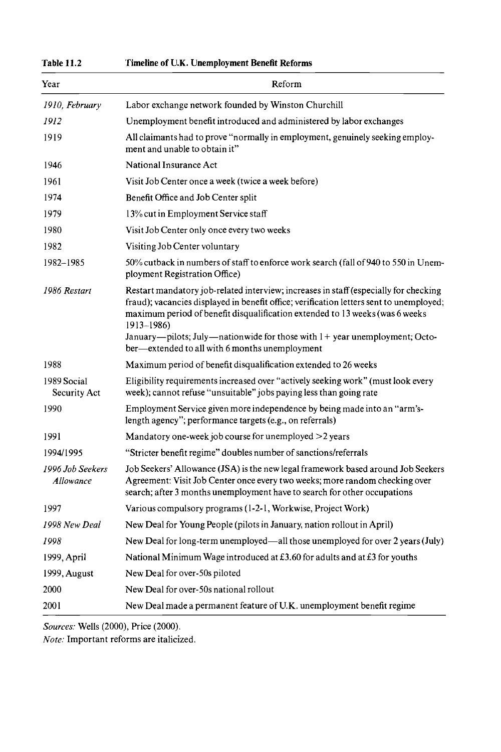**Table 11.2 Timeline of U.K. Unemployment Benefit Reforms**

| Year | Reform |
|---|---|
| *1910, February* | Labor exchange network founded by Winston Churchill |
| *1912* | Unemployment benefit introduced and administered by labor exchanges |
| 1919 | All claimants had to prove "normally in employment, genuinely seeking employment and unable to obtain it" |
| 1946 | National Insurance Act |
| 1961 | Visit Job Center once a week (twice a week before) |
| 1974 | Benefit Office and Job Center split |
| 1979 | 13% cut in Employment Service staff |
| 1980 | Visit Job Center only once every two weeks |
| 1982 | Visiting Job Center voluntary |
| 1982–1985 | 50% cutback in numbers of staff to enforce work search (fall of 940 to 550 in Unemployment Registration Office) |
| *1986 Restart* | Restart mandatory job-related interview; increases in staff (especially for checking fraud); vacancies displayed in benefit office; verification letters sent to unemployed; maximum period of benefit disqualification extended to 13 weeks (was 6 weeks 1913–1986)<br>January—pilots; July—nationwide for those with 1+ year unemployment; October—extended to all with 6 months unemployment |
| 1988 | Maximum period of benefit disqualification extended to 26 weeks |
| 1989 Social Security Act | Eligibility requirements increased over "actively seeking work" (must look every week); cannot refuse "unsuitable" jobs paying less than going rate |
| 1990 | Employment Service given more independence by being made into an "arm's-length agency"; performance targets (e.g., on referrals) |
| 1991 | Mandatory one-week job course for unemployed >2 years |
| 1994/1995 | "Stricter benefit regime" doubles number of sanctions/referrals |
| *1996 Job Seekers Allowance* | Job Seekers' Allowance (JSA) is the new legal framework based around Job Seekers Agreement: Visit Job Center once every two weeks; more random checking over search; after 3 months unemployment have to search for other occupations |
| 1997 | Various compulsory programs (1-2-1, Workwise, Project Work) |
| *1998 New Deal* | New Deal for Young People (pilots in January, nation rollout in April) |
| *1998* | New Deal for long-term unemployed—all those unemployed for over 2 years (July) |
| 1999, April | National Minimum Wage introduced at £3.60 for adults and at £3 for youths |
| 1999, August | New Deal for over-50s piloted |
| 2000 | New Deal for over-50s national rollout |
| 2001 | New Deal made a permanent feature of U.K. unemployment benefit regime |

*Sources:* Wells (2000), Price (2000).
*Note:* Important reforms are italicized.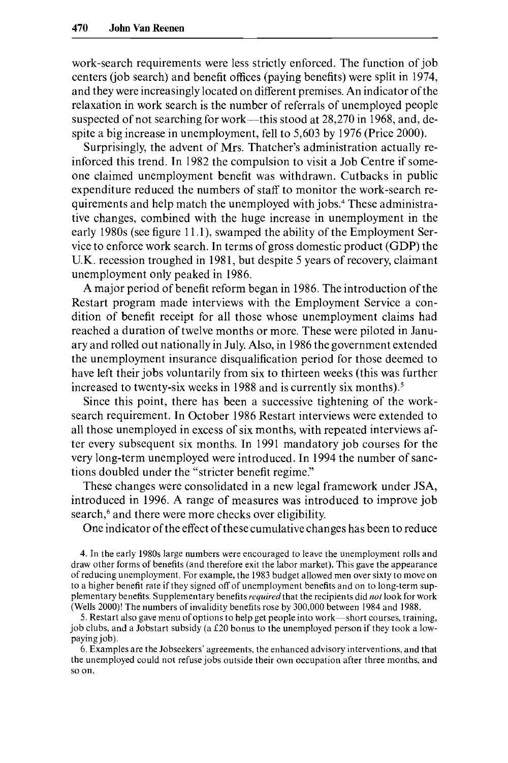work-search requirements were less strictly enforced. The function of job centers (job search) and benefit offices (paying benefits) were split in 1974, and they were increasingly located on different premises. An indicator of the relaxation in work search is the number of referrals of unemployed people suspected of not searching for work—this stood at 28,270 in 1968, and, despite a big increase in unemployment, fell to 5,603 by 1976 (Price 2000).

Surprisingly, the advent of Mrs. Thatcher's administration actually reinforced this trend. In 1982 the compulsion to visit a Job Centre if someone claimed unemployment benefit was withdrawn. Cutbacks in public expenditure reduced the numbers of staff to monitor the work-search requirements and help match the unemployed with jobs.[4] These administrative changes, combined with the huge increase in unemployment in the early 1980s (see figure 11.1), swamped the ability of the Employment Service to enforce work search. In terms of gross domestic product (GDP) the U.K. recession troughed in 1981, but despite 5 years of recovery, claimant unemployment only peaked in 1986.

A major period of benefit reform began in 1986. The introduction of the Restart program made interviews with the Employment Service a condition of benefit receipt for all those whose unemployment claims had reached a duration of twelve months or more. These were piloted in January and rolled out nationally in July. Also, in 1986 the government extended the unemployment insurance disqualification period for those deemed to have left their jobs voluntarily from six to thirteen weeks (this was further increased to twenty-six weeks in 1988 and is currently six months).[5]

Since this point, there has been a successive tightening of the work-search requirement. In October 1986 Restart interviews were extended to all those unemployed in excess of six months, with repeated interviews after every subsequent six months. In 1991 mandatory job courses for the very long-term unemployed were introduced. In 1994 the number of sanctions doubled under the "stricter benefit regime."

These changes were consolidated in a new legal framework under JSA, introduced in 1996. A range of measures was introduced to improve job search,[6] and there were more checks over eligibility.

One indicator of the effect of these cumulative changes has been to reduce

4. In the early 1980s large numbers were encouraged to leave the unemployment rolls and draw other forms of benefits (and therefore exit the labor market). This gave the appearance of reducing unemployment. For example, the 1983 budget allowed men over sixty to move on to a higher benefit rate if they signed off of unemployment benefits and on to long-term supplementary benefits. Supplementary benefits *required* that the recipients did *not* look for work (Wells 2000)! The numbers of invalidity benefits rose by 300,000 between 1984 and 1988.

5. Restart also gave menu of options to help get people into work—short courses, training, job clubs, and a Jobstart subsidy (a £20 bonus to the unemployed person if they took a low-paying job).

6. Examples are the Jobseekers' agreements, the enhanced advisory interventions, and that the unemployed could not refuse jobs outside their own occupation after three months, and so on.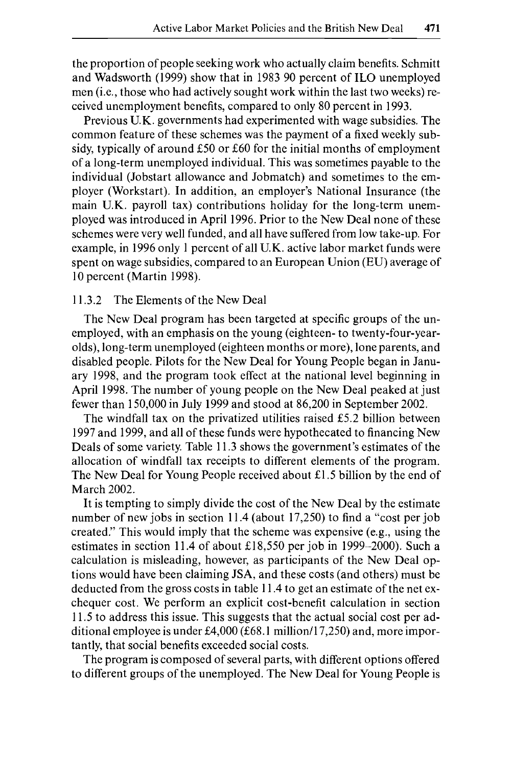the proportion of people seeking work who actually claim benefits. Schmitt and Wadsworth (1999) show that in 1983 90 percent of ILO unemployed men (i.e., those who had actively sought work within the last two weeks) received unemployment benefits, compared to only 80 percent in 1993.

Previous U.K. governments had experimented with wage subsidies. The common feature of these schemes was the payment of a fixed weekly subsidy, typically of around £50 or £60 for the initial months of employment of a long-term unemployed individual. This was sometimes payable to the individual (Jobstart allowance and Jobmatch) and sometimes to the employer (Workstart). In addition, an employer's National Insurance (the main U.K. payroll tax) contributions holiday for the long-term unemployed was introduced in April 1996. Prior to the New Deal none of these schemes were very well funded, and all have suffered from low take-up. For example, in 1996 only 1 percent of all U.K. active labor market funds were spent on wage subsidies, compared to an European Union (EU) average of 10 percent (Martin 1998).

### 11.3.2 The Elements of the New Deal

The New Deal program has been targeted at specific groups of the unemployed, with an emphasis on the young (eighteen- to twenty-four-year-olds), long-term unemployed (eighteen months or more), lone parents, and disabled people. Pilots for the New Deal for Young People began in January 1998, and the program took effect at the national level beginning in April 1998. The number of young people on the New Deal peaked at just fewer than 150,000 in July 1999 and stood at 86,200 in September 2002.

The windfall tax on the privatized utilities raised £5.2 billion between 1997 and 1999, and all of these funds were hypothecated to financing New Deals of some variety. Table 11.3 shows the government's estimates of the allocation of windfall tax receipts to different elements of the program. The New Deal for Young People received about £1.5 billion by the end of March 2002.

It is tempting to simply divide the cost of the New Deal by the estimate number of new jobs in section 11.4 (about 17,250) to find a "cost per job created." This would imply that the scheme was expensive (e.g., using the estimates in section 11.4 of about £18,550 per job in 1999–2000). Such a calculation is misleading, however, as participants of the New Deal options would have been claiming JSA, and these costs (and others) must be deducted from the gross costs in table 11.4 to get an estimate of the net exchequer cost. We perform an explicit cost-benefit calculation in section 11.5 to address this issue. This suggests that the actual social cost per additional employee is under £4,000 (£68.1 million/17,250) and, more importantly, that social benefits exceeded social costs.

The program is composed of several parts, with different options offered to different groups of the unemployed. The New Deal for Young People is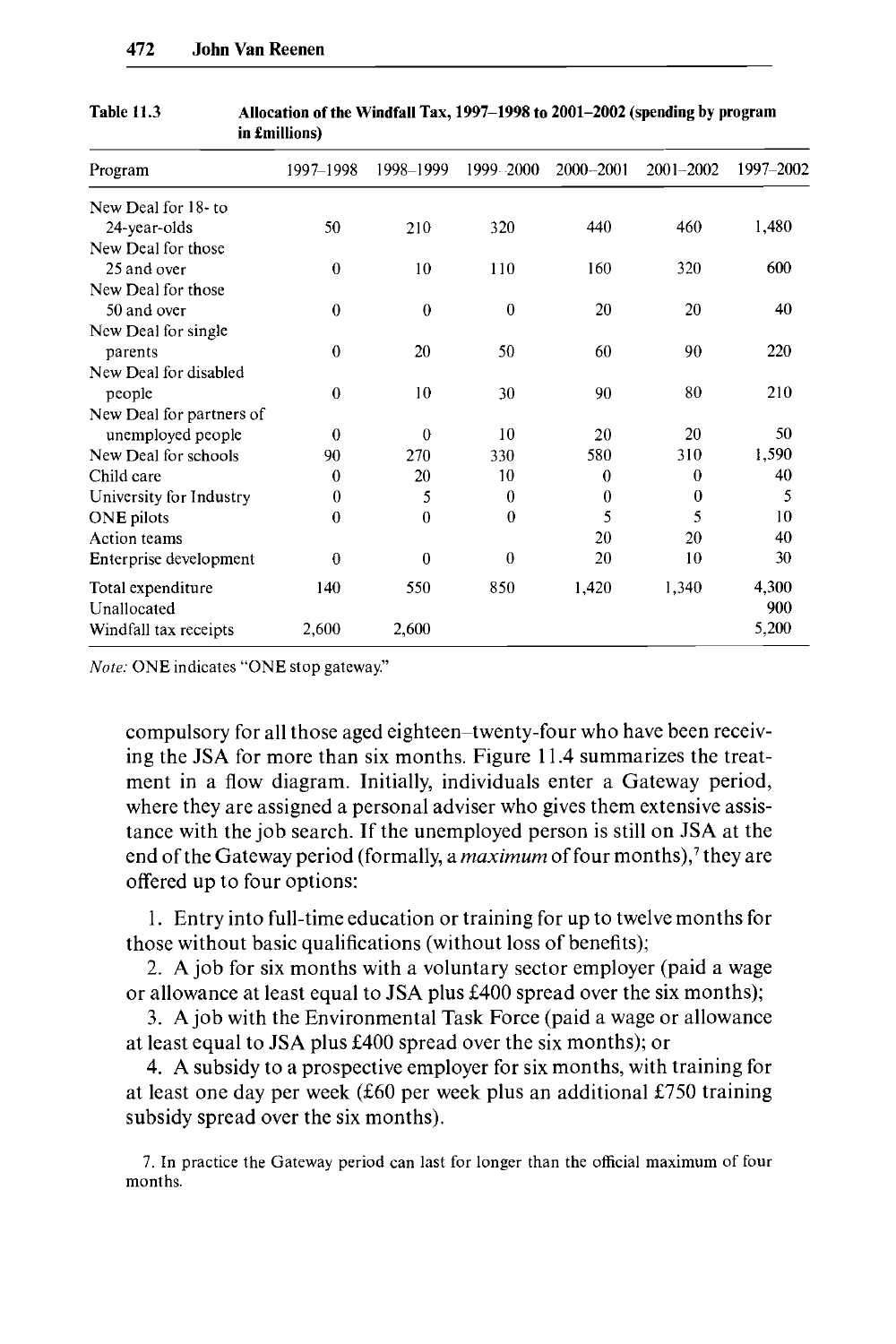Table 11.3 Allocation of the Windfall Tax, 1997–1998 to 2001–2002 (spending by program in £millions)

| Program | 1997–1998 | 1998–1999 | 1999–2000 | 2000–2001 | 2001–2002 | 1997–2002 |
|---|---|---|---|---|---|---|
| New Deal for 18- to 24-year-olds | 50 | 210 | 320 | 440 | 460 | 1,480 |
| New Deal for those 25 and over | 0 | 10 | 110 | 160 | 320 | 600 |
| New Deal for those 50 and over | 0 | 0 | 0 | 20 | 20 | 40 |
| New Deal for single parents | 0 | 20 | 50 | 60 | 90 | 220 |
| New Deal for disabled people | 0 | 10 | 30 | 90 | 80 | 210 |
| New Deal for partners of unemployed people | 0 | 0 | 10 | 20 | 20 | 50 |
| New Deal for schools | 90 | 270 | 330 | 580 | 310 | 1,590 |
| Child care | 0 | 20 | 10 | 0 | 0 | 40 |
| University for Industry | 0 | 5 | 0 | 0 | 0 | 5 |
| ONE pilots | 0 | 0 | 0 | 5 | 5 | 10 |
| Action teams | | | | 20 | 20 | 40 |
| Enterprise development | 0 | 0 | 0 | 20 | 10 | 30 |
| Total expenditure | 140 | 550 | 850 | 1,420 | 1,340 | 4,300 |
| Unallocated | | | | | | 900 |
| Windfall tax receipts | 2,600 | 2,600 | | | | 5,200 |

*Note:* ONE indicates "ONE stop gateway."

compulsory for all those aged eighteen–twenty-four who have been receiving the JSA for more than six months. Figure 11.4 summarizes the treatment in a flow diagram. Initially, individuals enter a Gateway period, where they are assigned a personal adviser who gives them extensive assistance with the job search. If the unemployed person is still on JSA at the end of the Gateway period (formally, a *maximum* of four months),[7] they are offered up to four options:

1. Entry into full-time education or training for up to twelve months for those without basic qualifications (without loss of benefits);
2. A job for six months with a voluntary sector employer (paid a wage or allowance at least equal to JSA plus £400 spread over the six months);
3. A job with the Environmental Task Force (paid a wage or allowance at least equal to JSA plus £400 spread over the six months); or
4. A subsidy to a prospective employer for six months, with training for at least one day per week (£60 per week plus an additional £750 training subsidy spread over the six months).

7. In practice the Gateway period can last for longer than the official maximum of four months.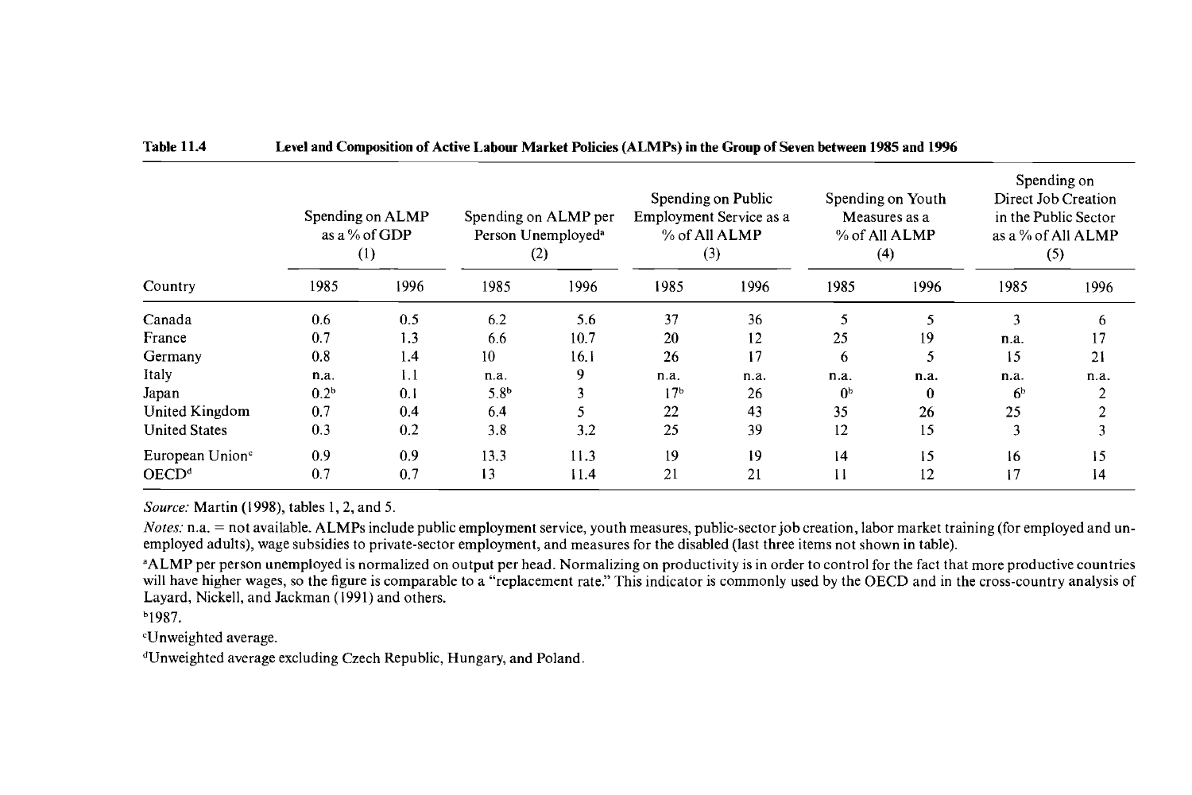**Table 11.4 Level and Composition of Active Labour Market Policies (ALMPs) in the Group of Seven between 1985 and 1996**

| Country | Spending on ALMP as a % of GDP (1) | | Spending on ALMP per Person Unemployed[a] (2) | | Spending on Public Employment Service as a % of All ALMP (3) | | Spending on Youth Measures as a % of All ALMP (4) | | Spending on Direct Job Creation in the Public Sector as a % of All ALMP (5) | |
|---|---|---|---|---|---|---|---|---|---|---|
| | 1985 | 1996 | 1985 | 1996 | 1985 | 1996 | 1985 | 1996 | 1985 | 1996 |
| Canada | 0.6 | 0.5 | 6.2 | 5.6 | 37 | 36 | 5 | 5 | 3 | 6 |
| France | 0.7 | 1.3 | 6.6 | 10.7 | 20 | 12 | 25 | 19 | n.a. | 17 |
| Germany | 0.8 | 1.4 | 10 | 16.1 | 26 | 17 | 6 | 5 | 15 | 21 |
| Italy | n.a. | 1.1 | n.a. | 9 | n.a. | n.a. | n.a. | n.a. | n.a. | n.a. |
| Japan | 0.2[b] | 0.1 | 5.8[b] | 3 | 17[b] | 26 | 0[b] | 0 | 6[b] | 2 |
| United Kingdom | 0.7 | 0.4 | 6.4 | 5 | 22 | 43 | 35 | 26 | 25 | 2 |
| United States | 0.3 | 0.2 | 3.8 | 3.2 | 25 | 39 | 12 | 15 | 3 | 3 |
| European Union[c] | 0.9 | 0.9 | 13.3 | 11.3 | 19 | 19 | 14 | 15 | 16 | 15 |
| OECD[d] | 0.7 | 0.7 | 13 | 11.4 | 21 | 21 | 11 | 12 | 17 | 14 |

*Source:* Martin (1998), tables 1, 2, and 5.

*Notes:* n.a. = not available. ALMPs include public employment service, youth measures, public-sector job creation, labor market training (for employed and unemployed adults), wage subsidies to private-sector employment, and measures for the disabled (last three items not shown in table).

[a]ALMP per person unemployed is normalized on output per head. Normalizing on productivity is in order to control for the fact that more productive countries will have higher wages, so the figure is comparable to a "replacement rate." This indicator is commonly used by the OECD and in the cross-country analysis of Layard, Nickell, and Jackman (1991) and others.

[b]1987.

[c]Unweighted average.

[d]Unweighted average excluding Czech Republic, Hungary, and Poland.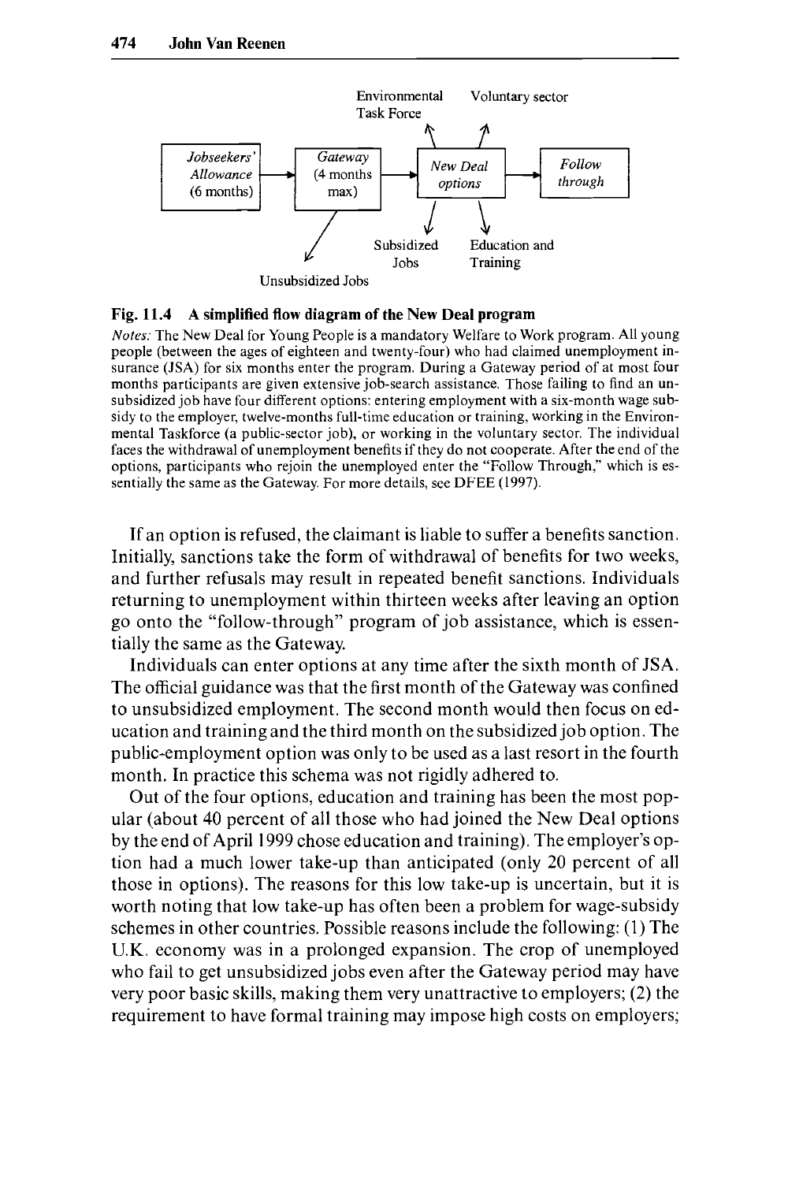Environmental Task Force | Voluntary sector

Jobseekers' Allowance (6 months) → Gateway (4 months max) → New Deal options → Follow through

Unsubsidized Jobs | Subsidized Jobs | Education and Training

**Fig. 11.4 A simplified flow diagram of the New Deal program**

*Notes:* The New Deal for Young People is a mandatory Welfare to Work program. All young people (between the ages of eighteen and twenty-four) who had claimed unemployment insurance (JSA) for six months enter the program. During a Gateway period of at most four months participants are given extensive job-search assistance. Those failing to find an unsubsidized job have four different options: entering employment with a six-month wage subsidy to the employer, twelve-months full-time education or training, working in the Environmental Taskforce (a public-sector job), or working in the voluntary sector. The individual faces the withdrawal of unemployment benefits if they do not cooperate. After the end of the options, participants who rejoin the unemployed enter the "Follow Through," which is essentially the same as the Gateway. For more details, see DFEE (1997).

If an option is refused, the claimant is liable to suffer a benefits sanction. Initially, sanctions take the form of withdrawal of benefits for two weeks, and further refusals may result in repeated benefit sanctions. Individuals returning to unemployment within thirteen weeks after leaving an option go onto the "follow-through" program of job assistance, which is essentially the same as the Gateway.

Individuals can enter options at any time after the sixth month of JSA. The official guidance was that the first month of the Gateway was confined to unsubsidized employment. The second month would then focus on education and training and the third month on the subsidized job option. The public-employment option was only to be used as a last resort in the fourth month. In practice this schema was not rigidly adhered to.

Out of the four options, education and training has been the most popular (about 40 percent of all those who had joined the New Deal options by the end of April 1999 chose education and training). The employer's option had a much lower take-up than anticipated (only 20 percent of all those in options). The reasons for this low take-up is uncertain, but it is worth noting that low take-up has often been a problem for wage-subsidy schemes in other countries. Possible reasons include the following: (1) The U.K. economy was in a prolonged expansion. The crop of unemployed who fail to get unsubsidized jobs even after the Gateway period may have very poor basic skills, making them very unattractive to employers; (2) the requirement to have formal training may impose high costs on employers;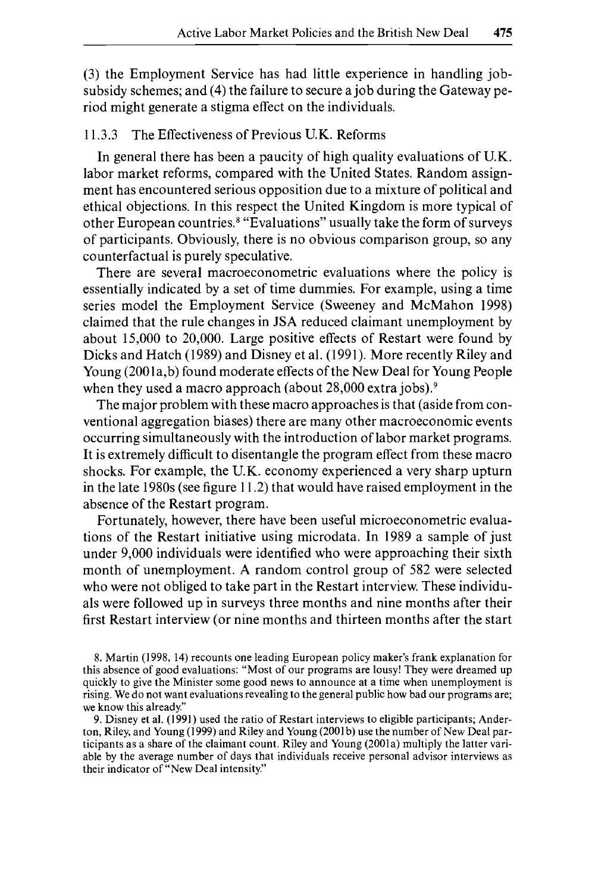(3) the Employment Service has had little experience in handling job-subsidy schemes; and (4) the failure to secure a job during the Gateway period might generate a stigma effect on the individuals.

### 11.3.3 The Effectiveness of Previous U.K. Reforms

In general there has been a paucity of high quality evaluations of U.K. labor market reforms, compared with the United States. Random assignment has encountered serious opposition due to a mixture of political and ethical objections. In this respect the United Kingdom is more typical of other European countries.[8] "Evaluations" usually take the form of surveys of participants. Obviously, there is no obvious comparison group, so any counterfactual is purely speculative.

There are several macroeconometric evaluations where the policy is essentially indicated by a set of time dummies. For example, using a time series model the Employment Service (Sweeney and McMahon 1998) claimed that the rule changes in JSA reduced claimant unemployment by about 15,000 to 20,000. Large positive effects of Restart were found by Dicks and Hatch (1989) and Disney et al. (1991). More recently Riley and Young (2001a,b) found moderate effects of the New Deal for Young People when they used a macro approach (about 28,000 extra jobs).[9]

The major problem with these macro approaches is that (aside from conventional aggregation biases) there are many other macroeconomic events occurring simultaneously with the introduction of labor market programs. It is extremely difficult to disentangle the program effect from these macro shocks. For example, the U.K. economy experienced a very sharp upturn in the late 1980s (see figure 11.2) that would have raised employment in the absence of the Restart program.

Fortunately, however, there have been useful microeconometric evaluations of the Restart initiative using microdata. In 1989 a sample of just under 9,000 individuals were identified who were approaching their sixth month of unemployment. A random control group of 582 were selected who were not obliged to take part in the Restart interview. These individuals were followed up in surveys three months and nine months after their first Restart interview (or nine months and thirteen months after the start

8. Martin (1998, 14) recounts one leading European policy maker's frank explanation for this absence of good evaluations: "Most of our programs are lousy! They were dreamed up quickly to give the Minister some good news to announce at a time when unemployment is rising. We do not want evaluations revealing to the general public how bad our programs are; we know this already."

9. Disney et al. (1991) used the ratio of Restart interviews to eligible participants; Anderton, Riley, and Young (1999) and Riley and Young (2001b) use the number of New Deal participants as a share of the claimant count. Riley and Young (2001a) multiply the latter variable by the average number of days that individuals receive personal advisor interviews as their indicator of "New Deal intensity."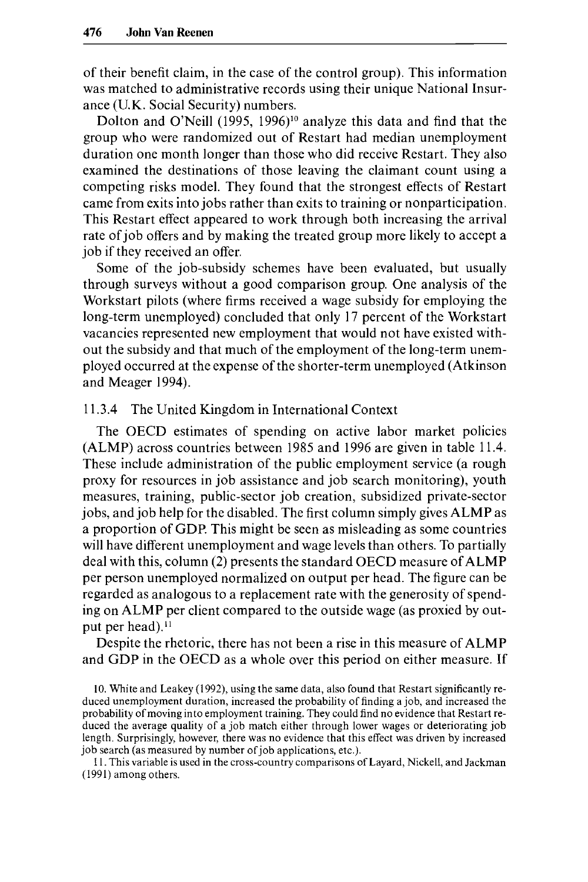of their benefit claim, in the case of the control group). This information was matched to administrative records using their unique National Insurance (U.K. Social Security) numbers.

Dolton and O'Neill (1995, 1996)[10] analyze this data and find that the group who were randomized out of Restart had median unemployment duration one month longer than those who did receive Restart. They also examined the destinations of those leaving the claimant count using a competing risks model. They found that the strongest effects of Restart came from exits into jobs rather than exits to training or nonparticipation. This Restart effect appeared to work through both increasing the arrival rate of job offers and by making the treated group more likely to accept a job if they received an offer.

Some of the job-subsidy schemes have been evaluated, but usually through surveys without a good comparison group. One analysis of the Workstart pilots (where firms received a wage subsidy for employing the long-term unemployed) concluded that only 17 percent of the Workstart vacancies represented new employment that would not have existed without the subsidy and that much of the employment of the long-term unemployed occurred at the expense of the shorter-term unemployed (Atkinson and Meager 1994).

### 11.3.4 The United Kingdom in International Context

The OECD estimates of spending on active labor market policies (ALMP) across countries between 1985 and 1996 are given in table 11.4. These include administration of the public employment service (a rough proxy for resources in job assistance and job search monitoring), youth measures, training, public-sector job creation, subsidized private-sector jobs, and job help for the disabled. The first column simply gives ALMP as a proportion of GDP. This might be seen as misleading as some countries will have different unemployment and wage levels than others. To partially deal with this, column (2) presents the standard OECD measure of ALMP per person unemployed normalized on output per head. The figure can be regarded as analogous to a replacement rate with the generosity of spending on ALMP per client compared to the outside wage (as proxied by output per head).[11]

Despite the rhetoric, there has not been a rise in this measure of ALMP and GDP in the OECD as a whole over this period on either measure. If

10. White and Leakey (1992), using the same data, also found that Restart significantly reduced unemployment duration, increased the probability of finding a job, and increased the probability of moving into employment training. They could find no evidence that Restart reduced the average quality of a job match either through lower wages or deteriorating job length. Surprisingly, however, there was no evidence that this effect was driven by increased job search (as measured by number of job applications, etc.).

11. This variable is used in the cross-country comparisons of Layard, Nickell, and Jackman (1991) among others.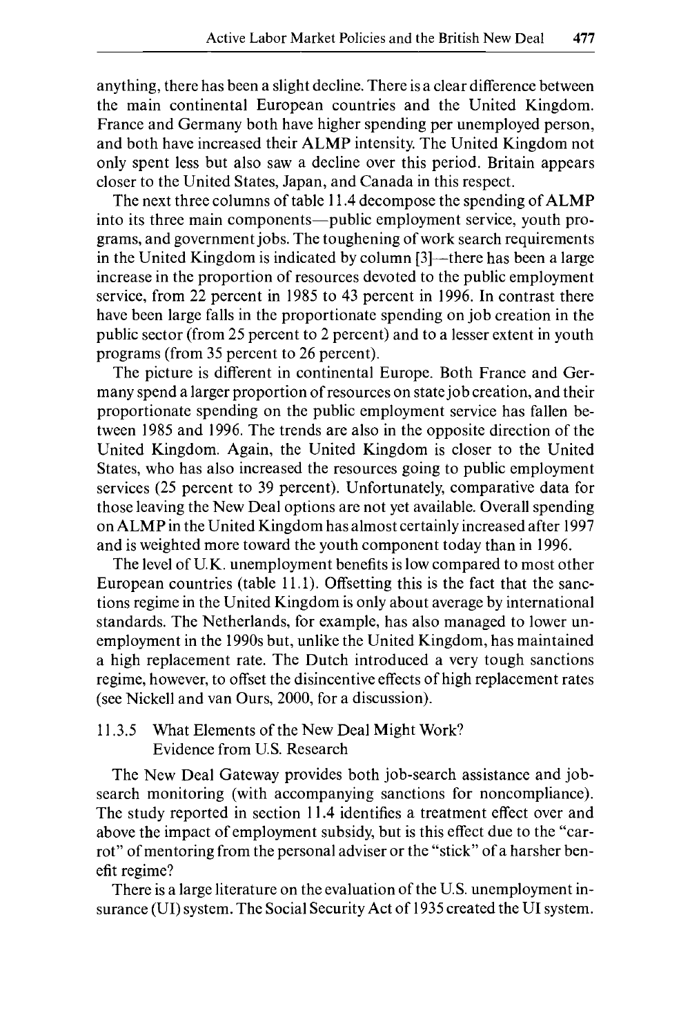anything, there has been a slight decline. There is a clear difference between the main continental European countries and the United Kingdom. France and Germany both have higher spending per unemployed person, and both have increased their ALMP intensity. The United Kingdom not only spent less but also saw a decline over this period. Britain appears closer to the United States, Japan, and Canada in this respect.

The next three columns of table 11.4 decompose the spending of ALMP into its three main components—public employment service, youth programs, and government jobs. The toughening of work search requirements in the United Kingdom is indicated by column [3]—there has been a large increase in the proportion of resources devoted to the public employment service, from 22 percent in 1985 to 43 percent in 1996. In contrast there have been large falls in the proportionate spending on job creation in the public sector (from 25 percent to 2 percent) and to a lesser extent in youth programs (from 35 percent to 26 percent).

The picture is different in continental Europe. Both France and Germany spend a larger proportion of resources on state job creation, and their proportionate spending on the public employment service has fallen between 1985 and 1996. The trends are also in the opposite direction of the United Kingdom. Again, the United Kingdom is closer to the United States, who has also increased the resources going to public employment services (25 percent to 39 percent). Unfortunately, comparative data for those leaving the New Deal options are not yet available. Overall spending on ALMP in the United Kingdom has almost certainly increased after 1997 and is weighted more toward the youth component today than in 1996.

The level of U.K. unemployment benefits is low compared to most other European countries (table 11.1). Offsetting this is the fact that the sanctions regime in the United Kingdom is only about average by international standards. The Netherlands, for example, has also managed to lower unemployment in the 1990s but, unlike the United Kingdom, has maintained a high replacement rate. The Dutch introduced a very tough sanctions regime, however, to offset the disincentive effects of high replacement rates (see Nickell and van Ours, 2000, for a discussion).

### 11.3.5 What Elements of the New Deal Might Work? Evidence from U.S. Research

The New Deal Gateway provides both job-search assistance and job-search monitoring (with accompanying sanctions for noncompliance). The study reported in section 11.4 identifies a treatment effect over and above the impact of employment subsidy, but is this effect due to the "carrot" of mentoring from the personal adviser or the "stick" of a harsher benefit regime?

There is a large literature on the evaluation of the U.S. unemployment insurance (UI) system. The Social Security Act of 1935 created the UI system.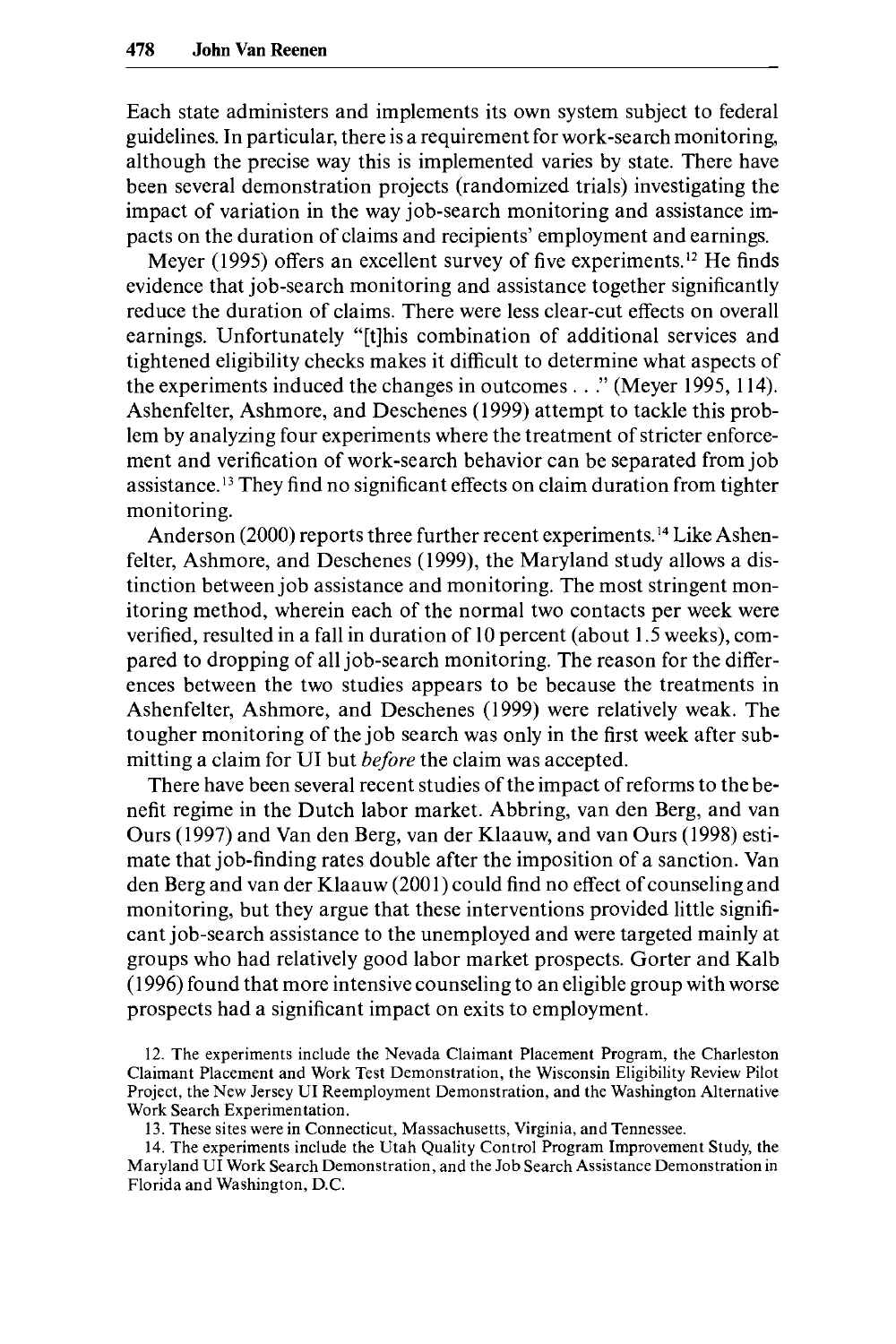Each state administers and implements its own system subject to federal guidelines. In particular, there is a requirement for work-search monitoring, although the precise way this is implemented varies by state. There have been several demonstration projects (randomized trials) investigating the impact of variation in the way job-search monitoring and assistance impacts on the duration of claims and recipients' employment and earnings.

Meyer (1995) offers an excellent survey of five experiments.[12] He finds evidence that job-search monitoring and assistance together significantly reduce the duration of claims. There were less clear-cut effects on overall earnings. Unfortunately "[t]his combination of additional services and tightened eligibility checks makes it difficult to determine what aspects of the experiments induced the changes in outcomes . . ." (Meyer 1995, 114). Ashenfelter, Ashmore, and Deschenes (1999) attempt to tackle this problem by analyzing four experiments where the treatment of stricter enforcement and verification of work-search behavior can be separated from job assistance.[13] They find no significant effects on claim duration from tighter monitoring.

Anderson (2000) reports three further recent experiments.[14] Like Ashenfelter, Ashmore, and Deschenes (1999), the Maryland study allows a distinction between job assistance and monitoring. The most stringent monitoring method, wherein each of the normal two contacts per week were verified, resulted in a fall in duration of 10 percent (about 1.5 weeks), compared to dropping of all job-search monitoring. The reason for the differences between the two studies appears to be because the treatments in Ashenfelter, Ashmore, and Deschenes (1999) were relatively weak. The tougher monitoring of the job search was only in the first week after submitting a claim for UI but *before* the claim was accepted.

There have been several recent studies of the impact of reforms to the benefit regime in the Dutch labor market. Abbring, van den Berg, and van Ours (1997) and Van den Berg, van der Klaauw, and van Ours (1998) estimate that job-finding rates double after the imposition of a sanction. Van den Berg and van der Klaauw (2001) could find no effect of counseling and monitoring, but they argue that these interventions provided little significant job-search assistance to the unemployed and were targeted mainly at groups who had relatively good labor market prospects. Gorter and Kalb (1996) found that more intensive counseling to an eligible group with worse prospects had a significant impact on exits to employment.

12. The experiments include the Nevada Claimant Placement Program, the Charleston Claimant Placement and Work Test Demonstration, the Wisconsin Eligibility Review Pilot Project, the New Jersey UI Reemployment Demonstration, and the Washington Alternative Work Search Experimentation.

13. These sites were in Connecticut, Massachusetts, Virginia, and Tennessee.

14. The experiments include the Utah Quality Control Program Improvement Study, the Maryland UI Work Search Demonstration, and the Job Search Assistance Demonstration in Florida and Washington, D.C.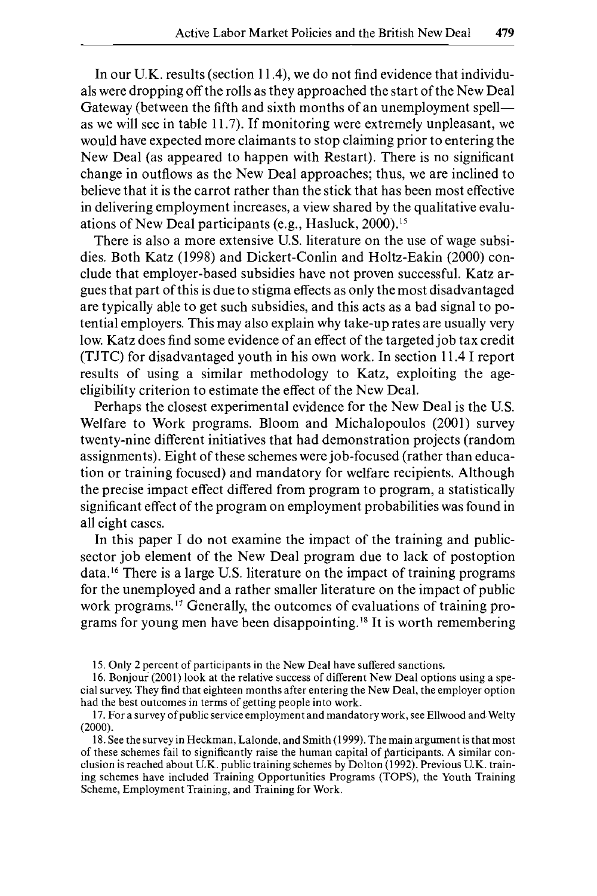In our U.K. results (section 11.4), we do not find evidence that individuals were dropping off the rolls as they approached the start of the New Deal Gateway (between the fifth and sixth months of an unemployment spell—as we will see in table 11.7). If monitoring were extremely unpleasant, we would have expected more claimants to stop claiming prior to entering the New Deal (as appeared to happen with Restart). There is no significant change in outflows as the New Deal approaches; thus, we are inclined to believe that it is the carrot rather than the stick that has been most effective in delivering employment increases, a view shared by the qualitative evaluations of New Deal participants (e.g., Hasluck, 2000).[15]

There is also a more extensive U.S. literature on the use of wage subsidies. Both Katz (1998) and Dickert-Conlin and Holtz-Eakin (2000) conclude that employer-based subsidies have not proven successful. Katz argues that part of this is due to stigma effects as only the most disadvantaged are typically able to get such subsidies, and this acts as a bad signal to potential employers. This may also explain why take-up rates are usually very low. Katz does find some evidence of an effect of the targeted job tax credit (TJTC) for disadvantaged youth in his own work. In section 11.4 I report results of using a similar methodology to Katz, exploiting the age-eligibility criterion to estimate the effect of the New Deal.

Perhaps the closest experimental evidence for the New Deal is the U.S. Welfare to Work programs. Bloom and Michalopoulos (2001) survey twenty-nine different initiatives that had demonstration projects (random assignments). Eight of these schemes were job-focused (rather than education or training focused) and mandatory for welfare recipients. Although the precise impact effect differed from program to program, a statistically significant effect of the program on employment probabilities was found in all eight cases.

In this paper I do not examine the impact of the training and public-sector job element of the New Deal program due to lack of postoption data.[16] There is a large U.S. literature on the impact of training programs for the unemployed and a rather smaller literature on the impact of public work programs.[17] Generally, the outcomes of evaluations of training programs for young men have been disappointing.[18] It is worth remembering

15. Only 2 percent of participants in the New Deal have suffered sanctions.

16. Bonjour (2001) look at the relative success of different New Deal options using a special survey. They find that eighteen months after entering the New Deal, the employer option had the best outcomes in terms of getting people into work.

17. For a survey of public service employment and mandatory work, see Ellwood and Welty (2000).

18. See the survey in Heckman, Lalonde, and Smith (1999). The main argument is that most of these schemes fail to significantly raise the human capital of participants. A similar conclusion is reached about U.K. public training schemes by Dolton (1992). Previous U.K. training schemes have included Training Opportunities Programs (TOPS), the Youth Training Scheme, Employment Training, and Training for Work.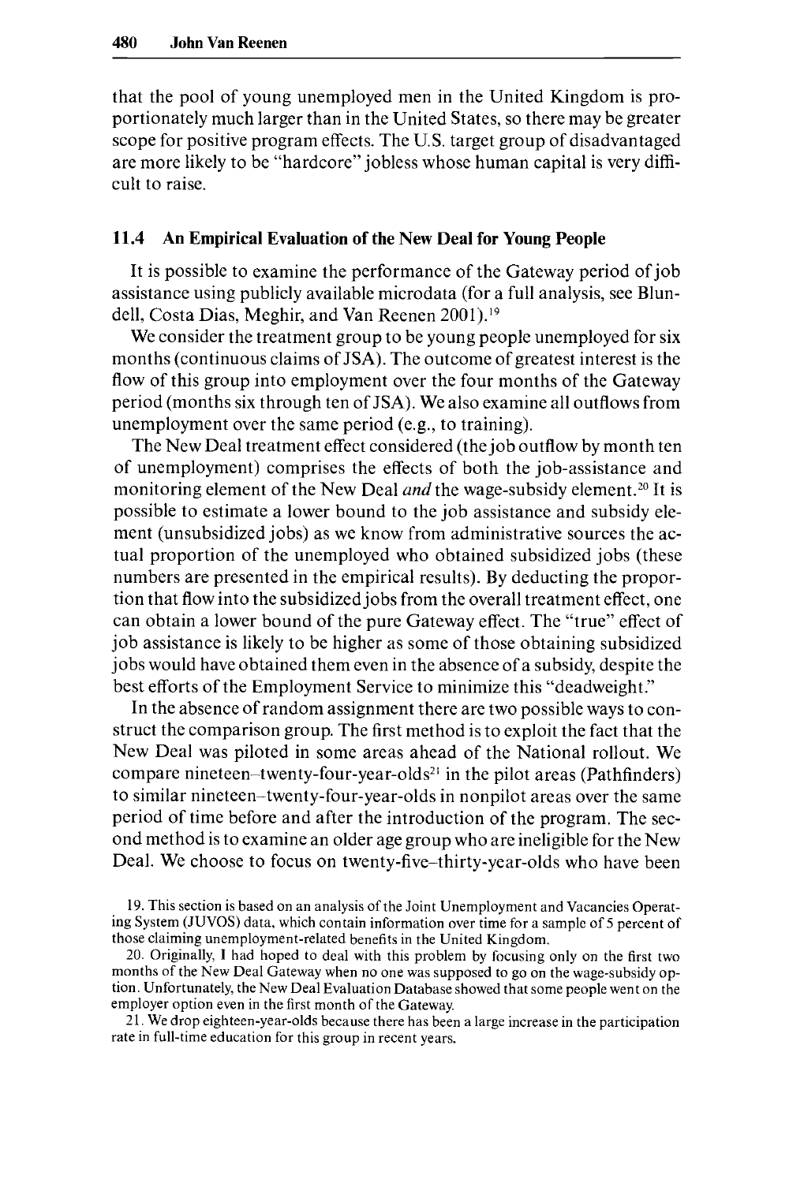that the pool of young unemployed men in the United Kingdom is proportionately much larger than in the United States, so there may be greater scope for positive program effects. The U.S. target group of disadvantaged are more likely to be "hardcore" jobless whose human capital is very difficult to raise.

## 11.4 An Empirical Evaluation of the New Deal for Young People

It is possible to examine the performance of the Gateway period of job assistance using publicly available microdata (for a full analysis, see Blundell, Costa Dias, Meghir, and Van Reenen 2001).[19]

We consider the treatment group to be young people unemployed for six months (continuous claims of JSA). The outcome of greatest interest is the flow of this group into employment over the four months of the Gateway period (months six through ten of JSA). We also examine all outflows from unemployment over the same period (e.g., to training).

The New Deal treatment effect considered (the job outflow by month ten of unemployment) comprises the effects of both the job-assistance and monitoring element of the New Deal *and* the wage-subsidy element.[20] It is possible to estimate a lower bound to the job assistance and subsidy element (unsubsidized jobs) as we know from administrative sources the actual proportion of the unemployed who obtained subsidized jobs (these numbers are presented in the empirical results). By deducting the proportion that flow into the subsidized jobs from the overall treatment effect, one can obtain a lower bound of the pure Gateway effect. The "true" effect of job assistance is likely to be higher as some of those obtaining subsidized jobs would have obtained them even in the absence of a subsidy, despite the best efforts of the Employment Service to minimize this "deadweight."

In the absence of random assignment there are two possible ways to construct the comparison group. The first method is to exploit the fact that the New Deal was piloted in some areas ahead of the National rollout. We compare nineteen–twenty-four-year-olds[21] in the pilot areas (Pathfinders) to similar nineteen–twenty-four-year-olds in nonpilot areas over the same period of time before and after the introduction of the program. The second method is to examine an older age group who are ineligible for the New Deal. We choose to focus on twenty-five–thirty-year-olds who have been

19. This section is based on an analysis of the Joint Unemployment and Vacancies Operating System (JUVOS) data, which contain information over time for a sample of 5 percent of those claiming unemployment-related benefits in the United Kingdom.

20. Originally, I had hoped to deal with this problem by focusing only on the first two months of the New Deal Gateway when no one was supposed to go on the wage-subsidy option. Unfortunately, the New Deal Evaluation Database showed that some people went on the employer option even in the first month of the Gateway.

21. We drop eighteen-year-olds because there has been a large increase in the participation rate in full-time education for this group in recent years.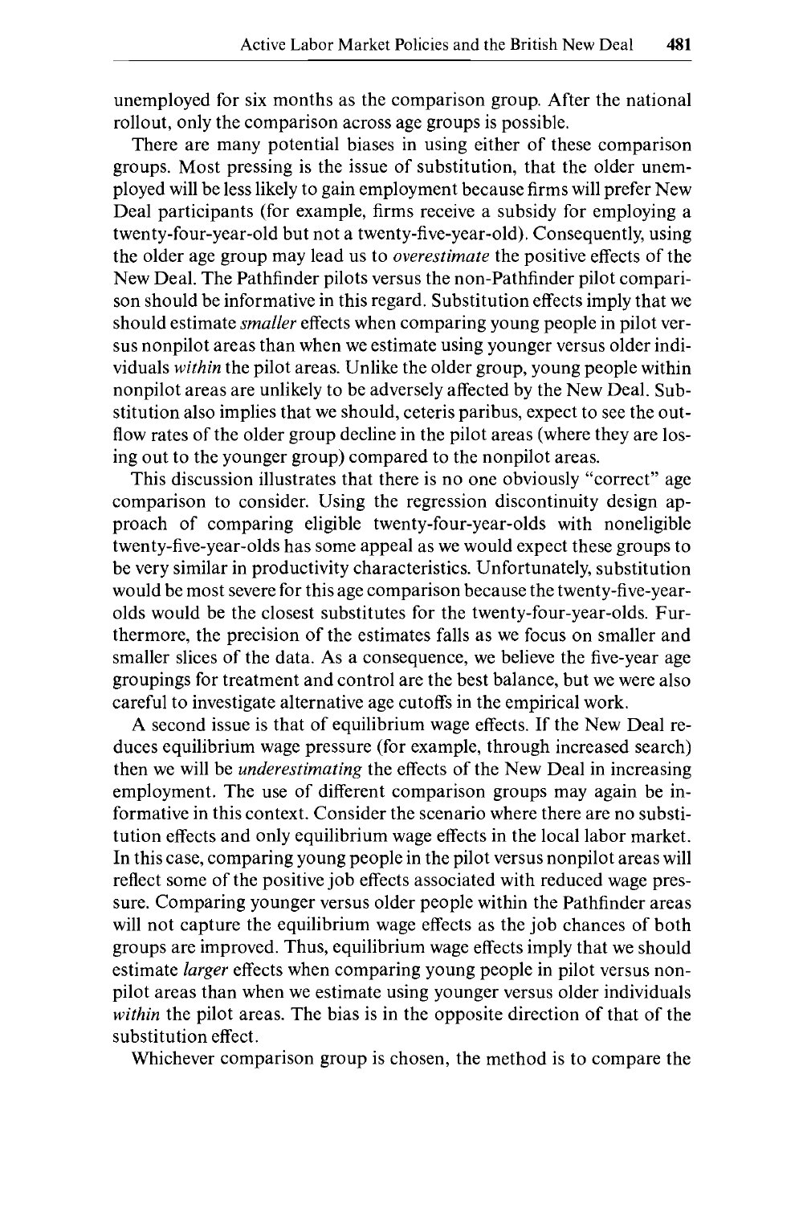unemployed for six months as the comparison group. After the national rollout, only the comparison across age groups is possible.

There are many potential biases in using either of these comparison groups. Most pressing is the issue of substitution, that the older unemployed will be less likely to gain employment because firms will prefer New Deal participants (for example, firms receive a subsidy for employing a twenty-four-year-old but not a twenty-five-year-old). Consequently, using the older age group may lead us to *overestimate* the positive effects of the New Deal. The Pathfinder pilots versus the non-Pathfinder pilot comparison should be informative in this regard. Substitution effects imply that we should estimate *smaller* effects when comparing young people in pilot versus nonpilot areas than when we estimate using younger versus older individuals *within* the pilot areas. Unlike the older group, young people within nonpilot areas are unlikely to be adversely affected by the New Deal. Substitution also implies that we should, ceteris paribus, expect to see the outflow rates of the older group decline in the pilot areas (where they are losing out to the younger group) compared to the nonpilot areas.

This discussion illustrates that there is no one obviously "correct" age comparison to consider. Using the regression discontinuity design approach of comparing eligible twenty-four-year-olds with noneligible twenty-five-year-olds has some appeal as we would expect these groups to be very similar in productivity characteristics. Unfortunately, substitution would be most severe for this age comparison because the twenty-five-year-olds would be the closest substitutes for the twenty-four-year-olds. Furthermore, the precision of the estimates falls as we focus on smaller and smaller slices of the data. As a consequence, we believe the five-year age groupings for treatment and control are the best balance, but we were also careful to investigate alternative age cutoffs in the empirical work.

A second issue is that of equilibrium wage effects. If the New Deal reduces equilibrium wage pressure (for example, through increased search) then we will be *underestimating* the effects of the New Deal in increasing employment. The use of different comparison groups may again be informative in this context. Consider the scenario where there are no substitution effects and only equilibrium wage effects in the local labor market. In this case, comparing young people in the pilot versus nonpilot areas will reflect some of the positive job effects associated with reduced wage pressure. Comparing younger versus older people within the Pathfinder areas will not capture the equilibrium wage effects as the job chances of both groups are improved. Thus, equilibrium wage effects imply that we should estimate *larger* effects when comparing young people in pilot versus nonpilot areas than when we estimate using younger versus older individuals *within* the pilot areas. The bias is in the opposite direction of that of the substitution effect.

Whichever comparison group is chosen, the method is to compare the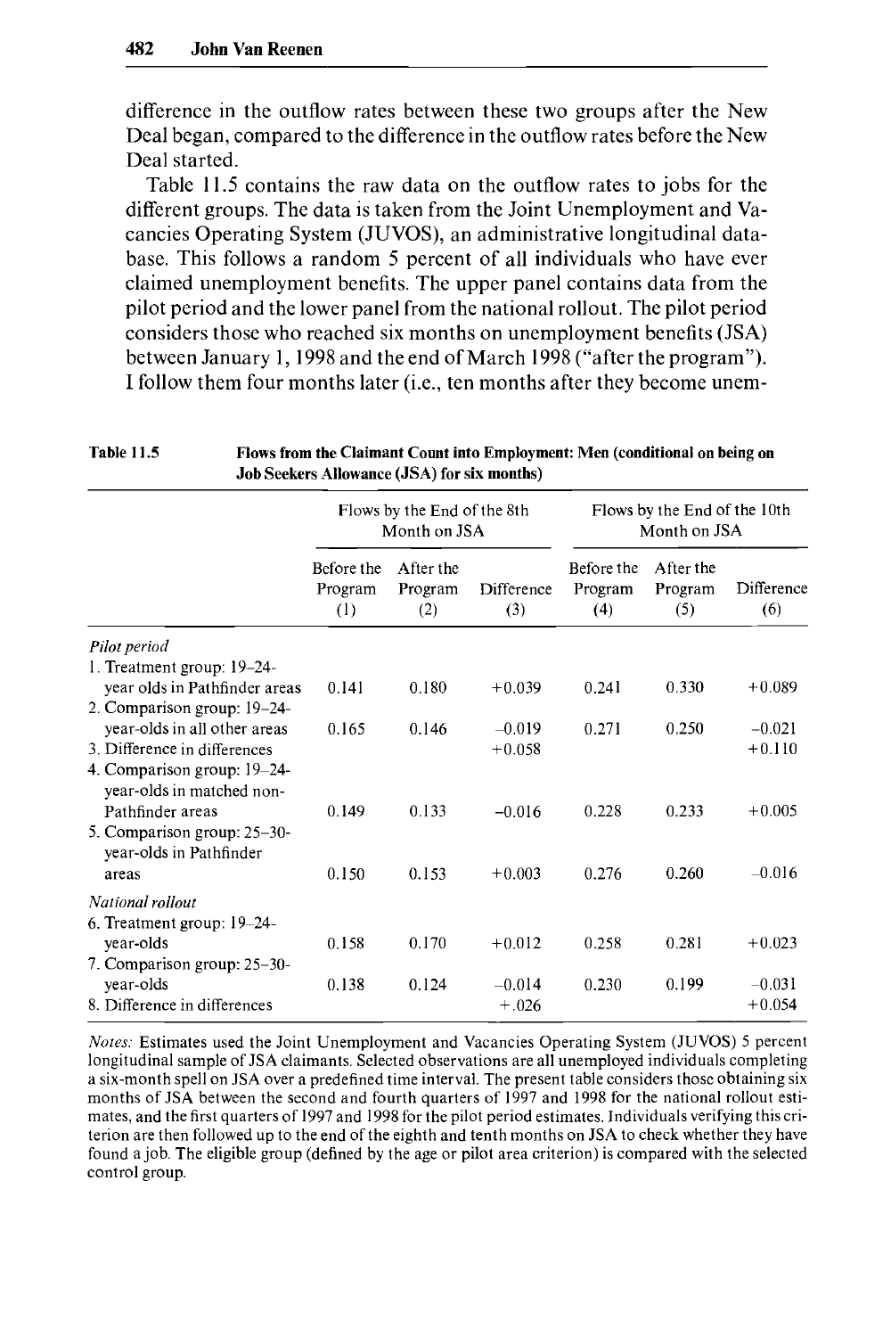difference in the outflow rates between these two groups after the New Deal began, compared to the difference in the outflow rates before the New Deal started.

Table 11.5 contains the raw data on the outflow rates to jobs for the different groups. The data is taken from the Joint Unemployment and Vacancies Operating System (JUVOS), an administrative longitudinal database. This follows a random 5 percent of all individuals who have ever claimed unemployment benefits. The upper panel contains data from the pilot period and the lower panel from the national rollout. The pilot period considers those who reached six months on unemployment benefits (JSA) between January 1, 1998 and the end of March 1998 ("after the program"). I follow them four months later (i.e., ten months after they become unem-

**Table 11.5 Flows from the Claimant Count into Employment: Men (conditional on being on Job Seekers Allowance (JSA) for six months)**

| | Flows by the End of the 8th Month on JSA | | | Flows by the End of the 10th Month on JSA | | |
|---|---|---|---|---|---|---|
| | Before the Program (1) | After the Program (2) | Difference (3) | Before the Program (4) | After the Program (5) | Difference (6) |
| *Pilot period* | | | | | | |
| 1. Treatment group: 19–24-year olds in Pathfinder areas | 0.141 | 0.180 | +0.039 | 0.241 | 0.330 | +0.089 |
| 2. Comparison group: 19–24-year-olds in all other areas | 0.165 | 0.146 | −0.019 | 0.271 | 0.250 | −0.021 |
| 3. Difference in differences | | | +0.058 | | | +0.110 |
| 4. Comparison group: 19–24-year-olds in matched non-Pathfinder areas | 0.149 | 0.133 | −0.016 | 0.228 | 0.233 | +0.005 |
| 5. Comparison group: 25–30-year-olds in Pathfinder areas | 0.150 | 0.153 | +0.003 | 0.276 | 0.260 | −0.016 |
| *National rollout* | | | | | | |
| 6. Treatment group: 19–24-year-olds | 0.158 | 0.170 | +0.012 | 0.258 | 0.281 | +0.023 |
| 7. Comparison group: 25–30-year-olds | 0.138 | 0.124 | −0.014 | 0.230 | 0.199 | −0.031 |
| 8. Difference in differences | | | +.026 | | | +0.054 |

*Notes:* Estimates used the Joint Unemployment and Vacancies Operating System (JUVOS) 5 percent longitudinal sample of JSA claimants. Selected observations are all unemployed individuals completing a six-month spell on JSA over a predefined time interval. The present table considers those obtaining six months of JSA between the second and fourth quarters of 1997 and 1998 for the national rollout estimates, and the first quarters of 1997 and 1998 for the pilot period estimates. Individuals verifying this criterion are then followed up to the end of the eighth and tenth months on JSA to check whether they have found a job. The eligible group (defined by the age or pilot area criterion) is compared with the selected control group.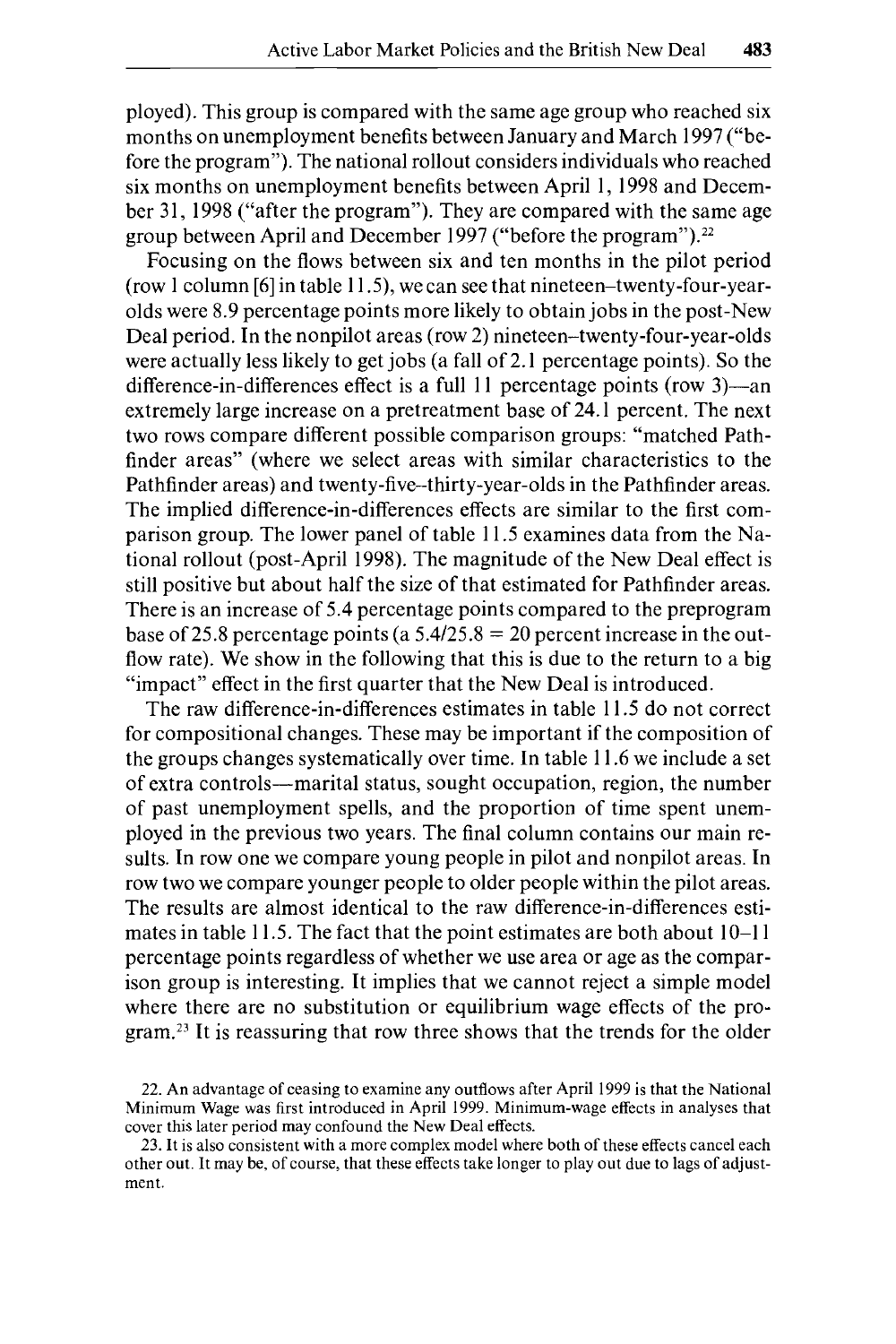ployed). This group is compared with the same age group who reached six months on unemployment benefits between January and March 1997 ("before the program"). The national rollout considers individuals who reached six months on unemployment benefits between April 1, 1998 and December 31, 1998 ("after the program"). They are compared with the same age group between April and December 1997 ("before the program").[22]

Focusing on the flows between six and ten months in the pilot period (row 1 column [6] in table 11.5), we can see that nineteen–twenty-four-year-olds were 8.9 percentage points more likely to obtain jobs in the post-New Deal period. In the nonpilot areas (row 2) nineteen–twenty-four-year-olds were actually less likely to get jobs (a fall of 2.1 percentage points). So the difference-in-differences effect is a full 11 percentage points (row 3)—an extremely large increase on a pretreatment base of 24.1 percent. The next two rows compare different possible comparison groups: "matched Pathfinder areas" (where we select areas with similar characteristics to the Pathfinder areas) and twenty-five–thirty-year-olds in the Pathfinder areas. The implied difference-in-differences effects are similar to the first comparison group. The lower panel of table 11.5 examines data from the National rollout (post-April 1998). The magnitude of the New Deal effect is still positive but about half the size of that estimated for Pathfinder areas. There is an increase of 5.4 percentage points compared to the preprogram base of 25.8 percentage points (a $5.4/25.8 = 20$ percent increase in the outflow rate). We show in the following that this is due to the return to a big "impact" effect in the first quarter that the New Deal is introduced.

The raw difference-in-differences estimates in table 11.5 do not correct for compositional changes. These may be important if the composition of the groups changes systematically over time. In table 11.6 we include a set of extra controls—marital status, sought occupation, region, the number of past unemployment spells, and the proportion of time spent unemployed in the previous two years. The final column contains our main results. In row one we compare young people in pilot and nonpilot areas. In row two we compare younger people to older people within the pilot areas. The results are almost identical to the raw difference-in-differences estimates in table 11.5. The fact that the point estimates are both about 10–11 percentage points regardless of whether we use area or age as the comparison group is interesting. It implies that we cannot reject a simple model where there are no substitution or equilibrium wage effects of the program.[23] It is reassuring that row three shows that the trends for the older

22. An advantage of ceasing to examine any outflows after April 1999 is that the National Minimum Wage was first introduced in April 1999. Minimum-wage effects in analyses that cover this later period may confound the New Deal effects.

23. It is also consistent with a more complex model where both of these effects cancel each other out. It may be, of course, that these effects take longer to play out due to lags of adjustment.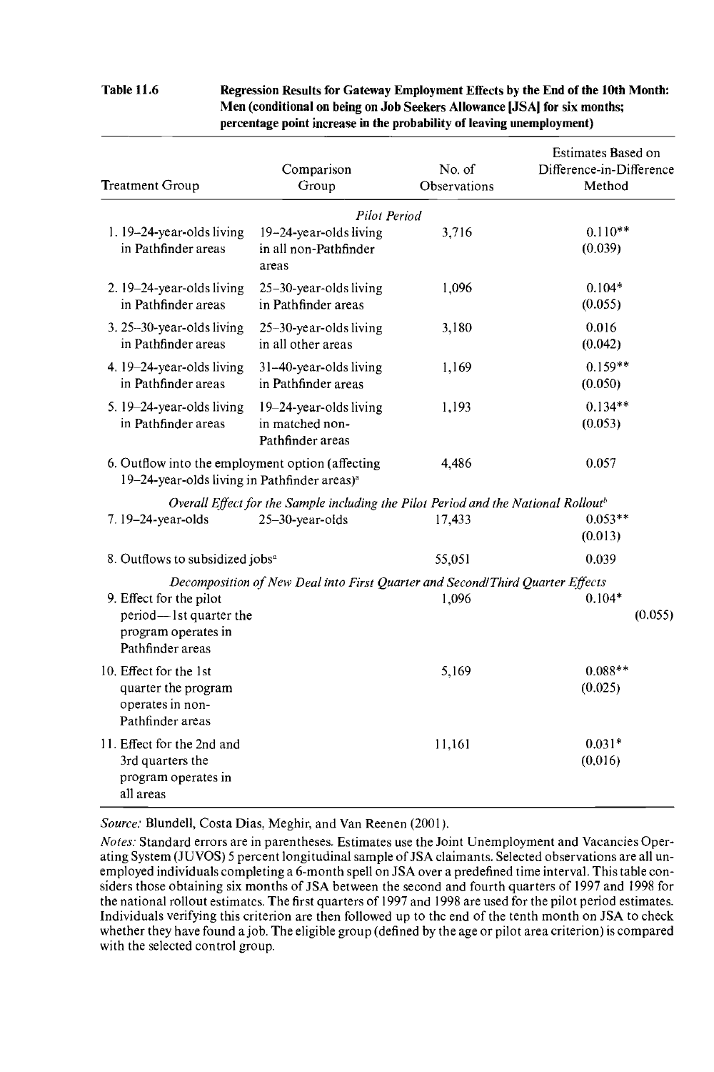**Table 11.6 Regression Results for Gateway Employment Effects by the End of the 10th Month: Men (conditional on being on Job Seekers Allowance [JSA] for six months; percentage point increase in the probability of leaving unemployment)**

| Treatment Group | Comparison Group | No. of Observations | Estimates Based on Difference-in-Difference Method |
|---|---|---|---|
| | *Pilot Period* | | |
| 1. 19–24-year-olds living in Pathfinder areas | 19–24-year-olds living in all non-Pathfinder areas | 3,716 | 0.110** (0.039) |
| 2. 19–24-year-olds living in Pathfinder areas | 25–30-year-olds living in Pathfinder areas | 1,096 | 0.104* (0.055) |
| 3. 25–30-year-olds living in Pathfinder areas | 25–30-year-olds living in all other areas | 3,180 | 0.016 (0.042) |
| 4. 19–24-year-olds living in Pathfinder areas | 31–40-year-olds living in Pathfinder areas | 1,169 | 0.159** (0.050) |
| 5. 19–24-year-olds living in Pathfinder areas | 19–24-year-olds living in matched non-Pathfinder areas | 1,193 | 0.134** (0.053) |
| 6. Outflow into the employment option (affecting 19–24-year-olds living in Pathfinder areas)[a] | | 4,486 | 0.057 |
| | *Overall Effect for the Sample including the Pilot Period and the National Rollout*[b] | | |
| 7. 19–24-year-olds | 25–30-year-olds | 17,433 | 0.053** (0.013) |
| 8. Outflows to subsidized jobs[a] | | 55,051 | 0.039 |
| | *Decomposition of New Deal into First Quarter and Second/Third Quarter Effects* | | |
| 9. Effect for the pilot period—1st quarter the program operates in Pathfinder areas | | 1,096 | 0.104* (0.055) |
| 10. Effect for the 1st quarter the program operates in non-Pathfinder areas | | 5,169 | 0.088** (0.025) |
| 11. Effect for the 2nd and 3rd quarters the program operates in all areas | | 11,161 | 0.031* (0.016) |

*Source:* Blundell, Costa Dias, Meghir, and Van Reenen (2001).

*Notes:* Standard errors are in parentheses. Estimates use the Joint Unemployment and Vacancies Operating System (JUVOS) 5 percent longitudinal sample of JSA claimants. Selected observations are all unemployed individuals completing a 6-month spell on JSA over a predefined time interval. This table considers those obtaining six months of JSA between the second and fourth quarters of 1997 and 1998 for the national rollout estimates. The first quarters of 1997 and 1998 are used for the pilot period estimates. Individuals verifying this criterion are then followed up to the end of the tenth month on JSA to check whether they have found a job. The eligible group (defined by the age or pilot area criterion) is compared with the selected control group.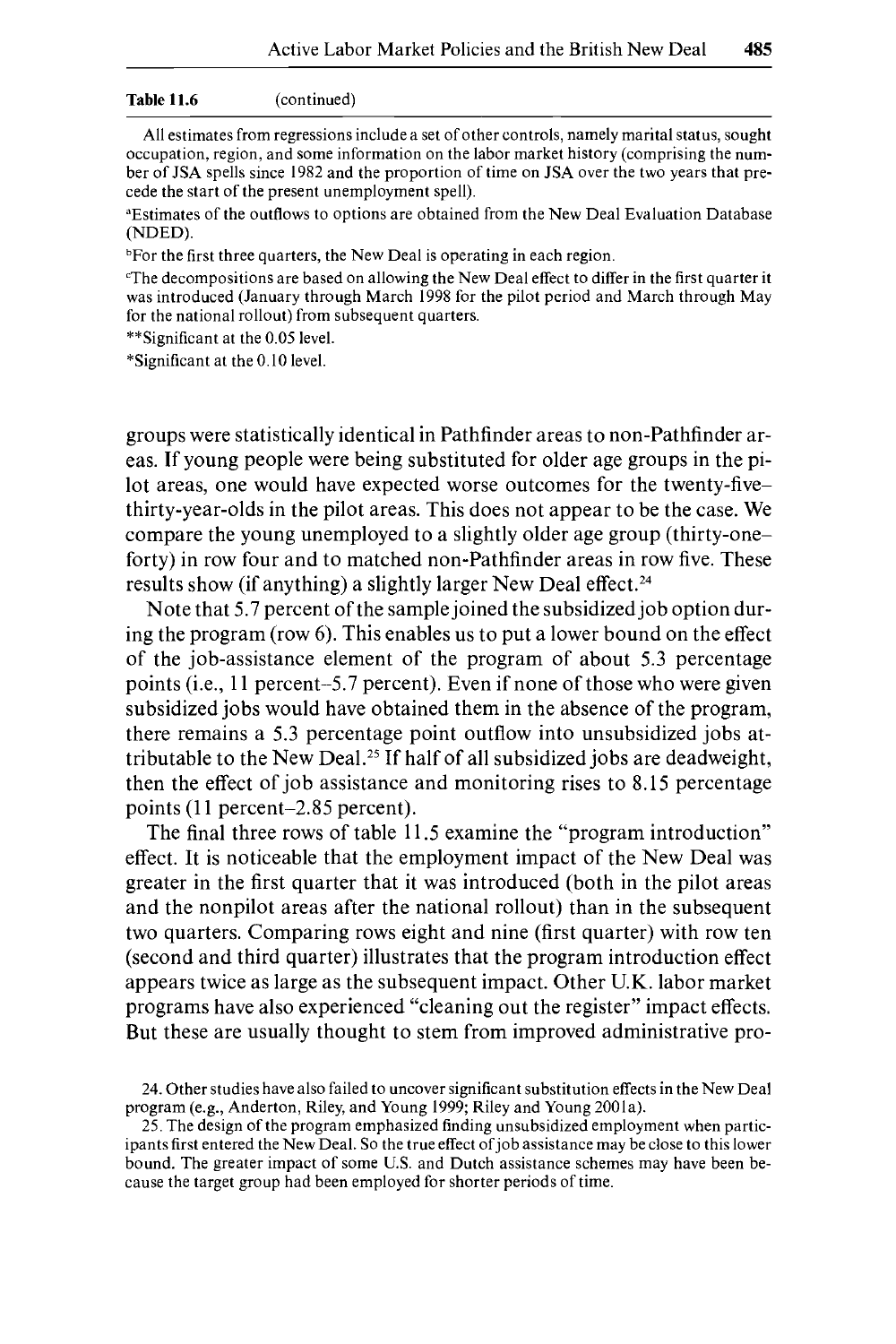**Table 11.6** (continued)

All estimates from regressions include a set of other controls, namely marital status, sought occupation, region, and some information on the labor market history (comprising the number of JSA spells since 1982 and the proportion of time on JSA over the two years that precede the start of the present unemployment spell).

[a]Estimates of the outflows to options are obtained from the New Deal Evaluation Database (NDED).

[b]For the first three quarters, the New Deal is operating in each region.

[c]The decompositions are based on allowing the New Deal effect to differ in the first quarter it was introduced (January through March 1998 for the pilot period and March through May for the national rollout) from subsequent quarters.

**Significant at the 0.05 level.

*Significant at the 0.10 level.

groups were statistically identical in Pathfinder areas to non-Pathfinder areas. If young people were being substituted for older age groups in the pilot areas, one would have expected worse outcomes for the twenty-five–thirty-year-olds in the pilot areas. This does not appear to be the case. We compare the young unemployed to a slightly older age group (thirty-one–forty) in row four and to matched non-Pathfinder areas in row five. These results show (if anything) a slightly larger New Deal effect.[24]

Note that 5.7 percent of the sample joined the subsidized job option during the program (row 6). This enables us to put a lower bound on the effect of the job-assistance element of the program of about 5.3 percentage points (i.e., 11 percent–5.7 percent). Even if none of those who were given subsidized jobs would have obtained them in the absence of the program, there remains a 5.3 percentage point outflow into unsubsidized jobs attributable to the New Deal.[25] If half of all subsidized jobs are deadweight, then the effect of job assistance and monitoring rises to 8.15 percentage points (11 percent–2.85 percent).

The final three rows of table 11.5 examine the "program introduction" effect. It is noticeable that the employment impact of the New Deal was greater in the first quarter that it was introduced (both in the pilot areas and the nonpilot areas after the national rollout) than in the subsequent two quarters. Comparing rows eight and nine (first quarter) with row ten (second and third quarter) illustrates that the program introduction effect appears twice as large as the subsequent impact. Other U.K. labor market programs have also experienced "cleaning out the register" impact effects. But these are usually thought to stem from improved administrative pro-

24. Other studies have also failed to uncover significant substitution effects in the New Deal program (e.g., Anderton, Riley, and Young 1999; Riley and Young 2001a).

25. The design of the program emphasized finding unsubsidized employment when participants first entered the New Deal. So the true effect of job assistance may be close to this lower bound. The greater impact of some U.S. and Dutch assistance schemes may have been because the target group had been employed for shorter periods of time.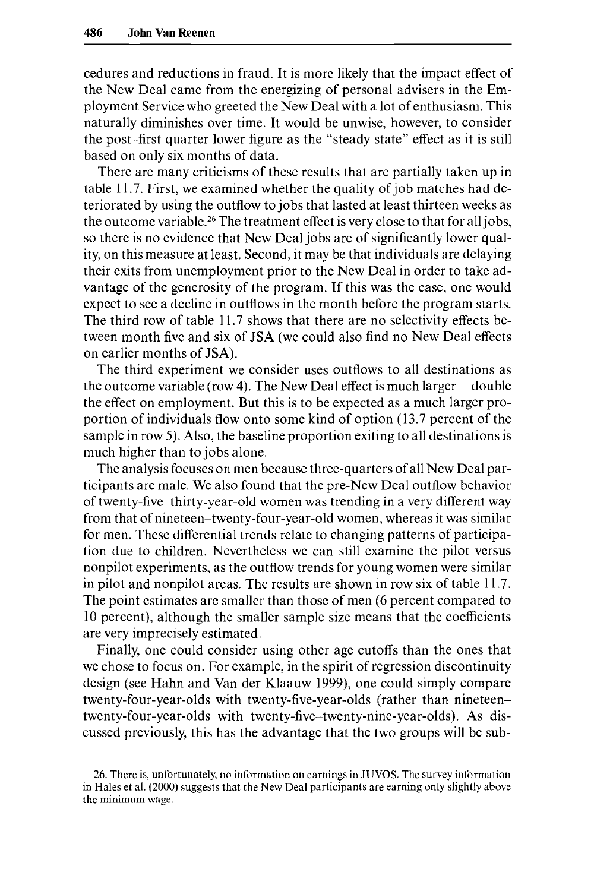cedures and reductions in fraud. It is more likely that the impact effect of the New Deal came from the energizing of personal advisers in the Employment Service who greeted the New Deal with a lot of enthusiasm. This naturally diminishes over time. It would be unwise, however, to consider the post–first quarter lower figure as the "steady state" effect as it is still based on only six months of data.

There are many criticisms of these results that are partially taken up in table 11.7. First, we examined whether the quality of job matches had deteriorated by using the outflow to jobs that lasted at least thirteen weeks as the outcome variable.[26] The treatment effect is very close to that for all jobs, so there is no evidence that New Deal jobs are of significantly lower quality, on this measure at least. Second, it may be that individuals are delaying their exits from unemployment prior to the New Deal in order to take advantage of the generosity of the program. If this was the case, one would expect to see a decline in outflows in the month before the program starts. The third row of table 11.7 shows that there are no selectivity effects between month five and six of JSA (we could also find no New Deal effects on earlier months of JSA).

The third experiment we consider uses outflows to all destinations as the outcome variable (row 4). The New Deal effect is much larger—double the effect on employment. But this is to be expected as a much larger proportion of individuals flow onto some kind of option (13.7 percent of the sample in row 5). Also, the baseline proportion exiting to all destinations is much higher than to jobs alone.

The analysis focuses on men because three-quarters of all New Deal participants are male. We also found that the pre-New Deal outflow behavior of twenty-five–thirty-year-old women was trending in a very different way from that of nineteen–twenty-four-year-old women, whereas it was similar for men. These differential trends relate to changing patterns of participation due to children. Nevertheless we can still examine the pilot versus nonpilot experiments, as the outflow trends for young women were similar in pilot and nonpilot areas. The results are shown in row six of table 11.7. The point estimates are smaller than those of men (6 percent compared to 10 percent), although the smaller sample size means that the coefficients are very imprecisely estimated.

Finally, one could consider using other age cutoffs than the ones that we chose to focus on. For example, in the spirit of regression discontinuity design (see Hahn and Van der Klaauw 1999), one could simply compare twenty-four-year-olds with twenty-five-year-olds (rather than nineteen–twenty-four-year-olds with twenty-five–twenty-nine-year-olds). As discussed previously, this has the advantage that the two groups will be sub-

26. There is, unfortunately, no information on earnings in JUVOS. The survey information in Hales et al. (2000) suggests that the New Deal participants are earning only slightly above the minimum wage.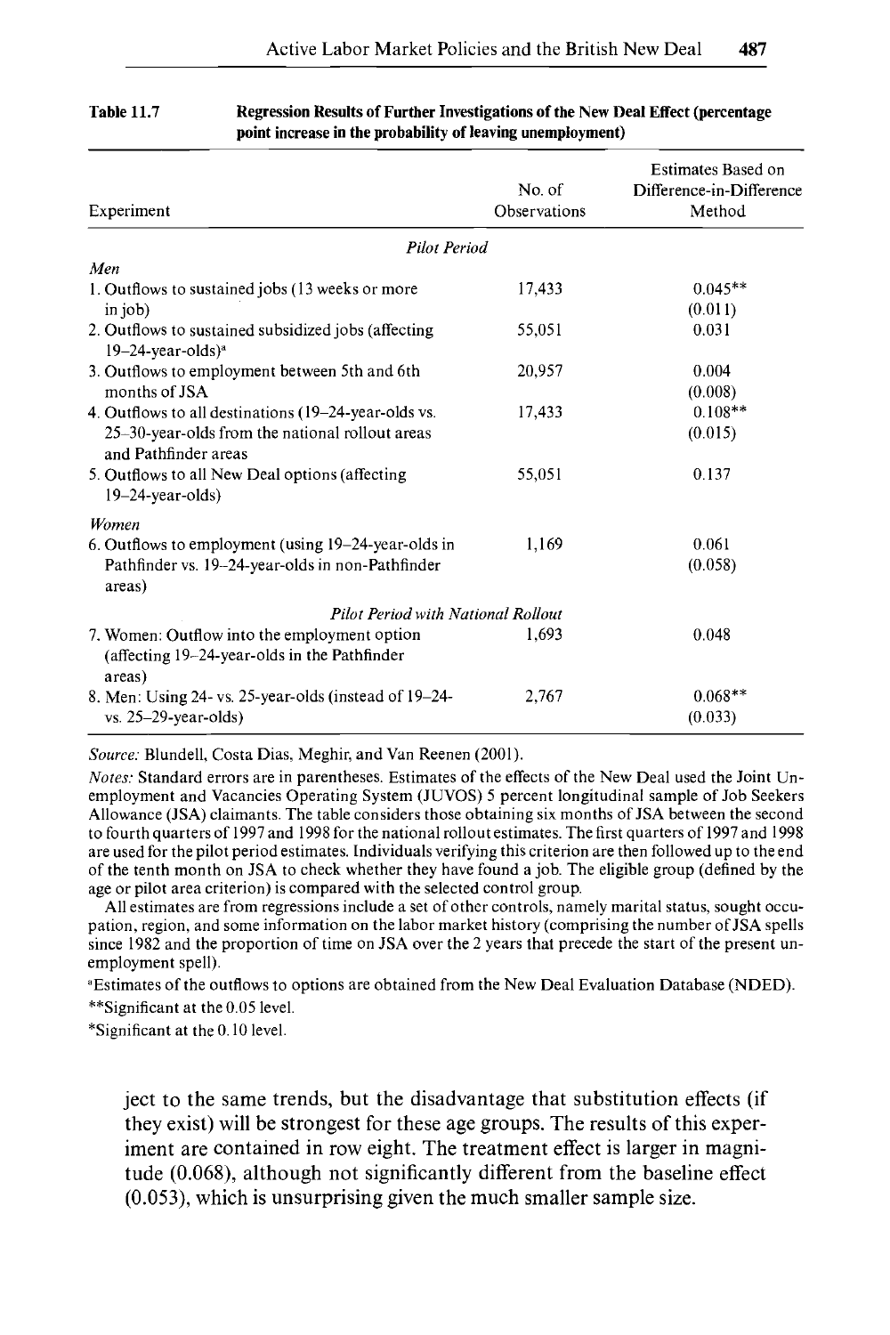**Table 11.7 Regression Results of Further Investigations of the New Deal Effect (percentage point increase in the probability of leaving unemployment)**

| Experiment | No. of Observations | Estimates Based on Difference-in-Difference Method |
|---|---|---|
| *Pilot Period* | | |
| *Men* | | |
| 1. Outflows to sustained jobs (13 weeks or more in job) | 17,433 | 0.045** (0.011) |
| 2. Outflows to sustained subsidized jobs (affecting 19–24-year-olds)[a] | 55,051 | 0.031 |
| 3. Outflows to employment between 5th and 6th months of JSA | 20,957 | 0.004 (0.008) |
| 4. Outflows to all destinations (19–24-year-olds vs. 25–30-year-olds from the national rollout areas and Pathfinder areas | 17,433 | 0.108** (0.015) |
| 5. Outflows to all New Deal options (affecting 19–24-year-olds) | 55,051 | 0.137 |
| *Women* | | |
| 6. Outflows to employment (using 19–24-year-olds in Pathfinder vs. 19–24-year-olds in non-Pathfinder areas) | 1,169 | 0.061 (0.058) |
| *Pilot Period with National Rollout* | | |
| 7. Women: Outflow into the employment option (affecting 19–24-year-olds in the Pathfinder areas) | 1,693 | 0.048 |
| 8. Men: Using 24- vs. 25-year-olds (instead of 19–24- vs. 25–29-year-olds) | 2,767 | 0.068** (0.033) |

*Source:* Blundell, Costa Dias, Meghir, and Van Reenen (2001).

*Notes:* Standard errors are in parentheses. Estimates of the effects of the New Deal used the Joint Unemployment and Vacancies Operating System (JUVOS) 5 percent longitudinal sample of Job Seekers Allowance (JSA) claimants. The table considers those obtaining six months of JSA between the second to fourth quarters of 1997 and 1998 for the national rollout estimates. The first quarters of 1997 and 1998 are used for the pilot period estimates. Individuals verifying this criterion are then followed up to the end of the tenth month on JSA to check whether they have found a job. The eligible group (defined by the age or pilot area criterion) is compared with the selected control group.

All estimates are from regressions include a set of other controls, namely marital status, sought occupation, region, and some information on the labor market history (comprising the number of JSA spells since 1982 and the proportion of time on JSA over the 2 years that precede the start of the present unemployment spell).

[a]Estimates of the outflows to options are obtained from the New Deal Evaluation Database (NDED).

**Significant at the 0.05 level.

*Significant at the 0.10 level.

ject to the same trends, but the disadvantage that substitution effects (if they exist) will be strongest for these age groups. The results of this experiment are contained in row eight. The treatment effect is larger in magnitude (0.068), although not significantly different from the baseline effect (0.053), which is unsurprising given the much smaller sample size.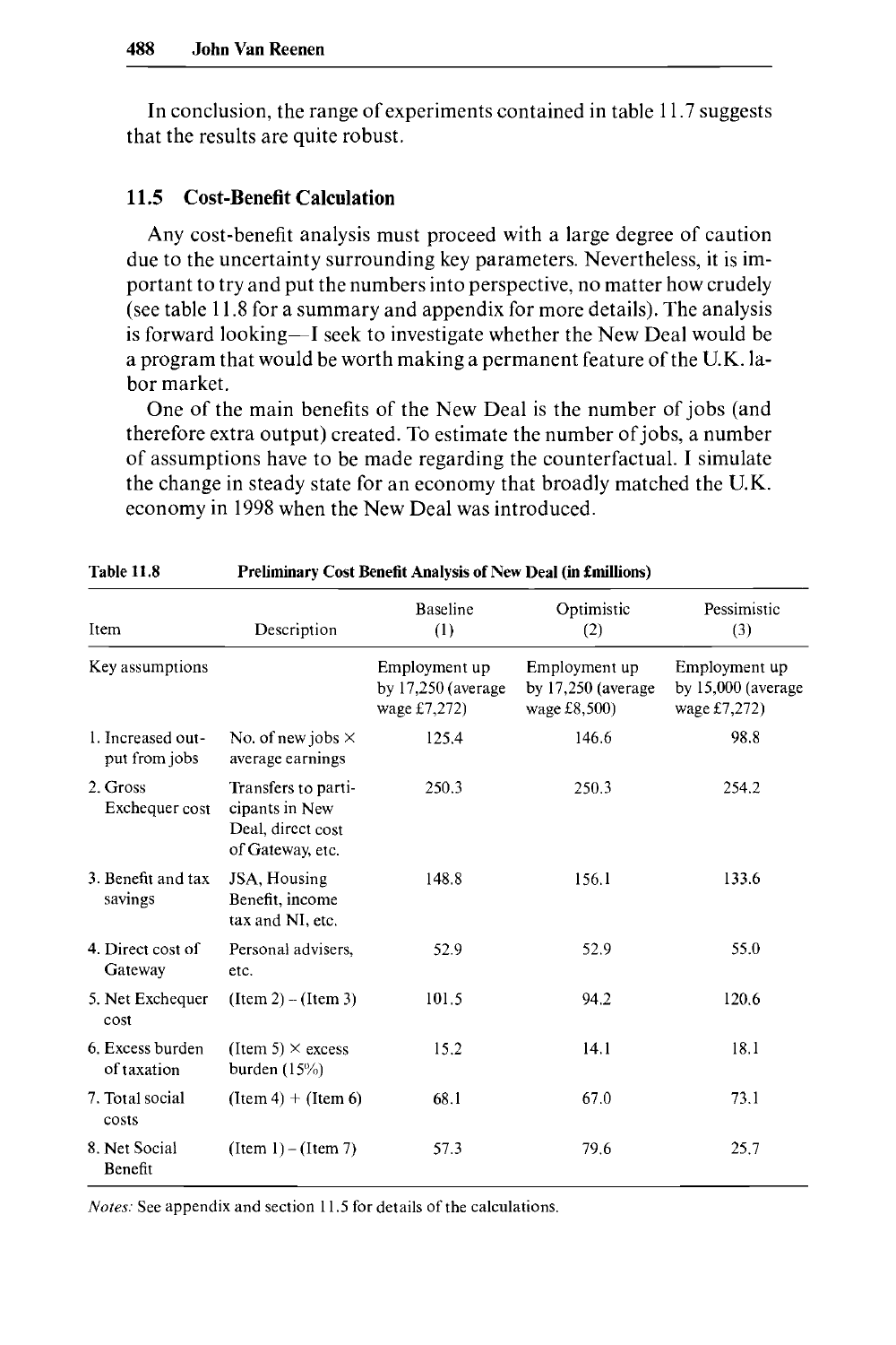In conclusion, the range of experiments contained in table 11.7 suggests that the results are quite robust.

### 11.5 Cost-Benefit Calculation

Any cost-benefit analysis must proceed with a large degree of caution due to the uncertainty surrounding key parameters. Nevertheless, it is important to try and put the numbers into perspective, no matter how crudely (see table 11.8 for a summary and appendix for more details). The analysis is forward looking—I seek to investigate whether the New Deal would be a program that would be worth making a permanent feature of the U.K. labor market.

One of the main benefits of the New Deal is the number of jobs (and therefore extra output) created. To estimate the number of jobs, a number of assumptions have to be made regarding the counterfactual. I simulate the change in steady state for an economy that broadly matched the U.K. economy in 1998 when the New Deal was introduced.

**Table 11.8 Preliminary Cost Benefit Analysis of New Deal (in £millions)**

| Item | Description | Baseline (1) | Optimistic (2) | Pessimistic (3) |
|---|---|---|---|---|
| Key assumptions | | Employment up by 17,250 (average wage £7,272) | Employment up by 17,250 (average wage £8,500) | Employment up by 15,000 (average wage £7,272) |
| 1. Increased output from jobs | No. of new jobs × average earnings | 125.4 | 146.6 | 98.8 |
| 2. Gross Exchequer cost | Transfers to participants in New Deal, direct cost of Gateway, etc. | 250.3 | 250.3 | 254.2 |
| 3. Benefit and tax savings | JSA, Housing Benefit, income tax and NI, etc. | 148.8 | 156.1 | 133.6 |
| 4. Direct cost of Gateway | Personal advisers, etc. | 52.9 | 52.9 | 55.0 |
| 5. Net Exchequer cost | (Item 2) – (Item 3) | 101.5 | 94.2 | 120.6 |
| 6. Excess burden of taxation | (Item 5) × excess burden (15%) | 15.2 | 14.1 | 18.1 |
| 7. Total social costs | (Item 4) + (Item 6) | 68.1 | 67.0 | 73.1 |
| 8. Net Social Benefit | (Item 1) – (Item 7) | 57.3 | 79.6 | 25.7 |

*Notes:* See appendix and section 11.5 for details of the calculations.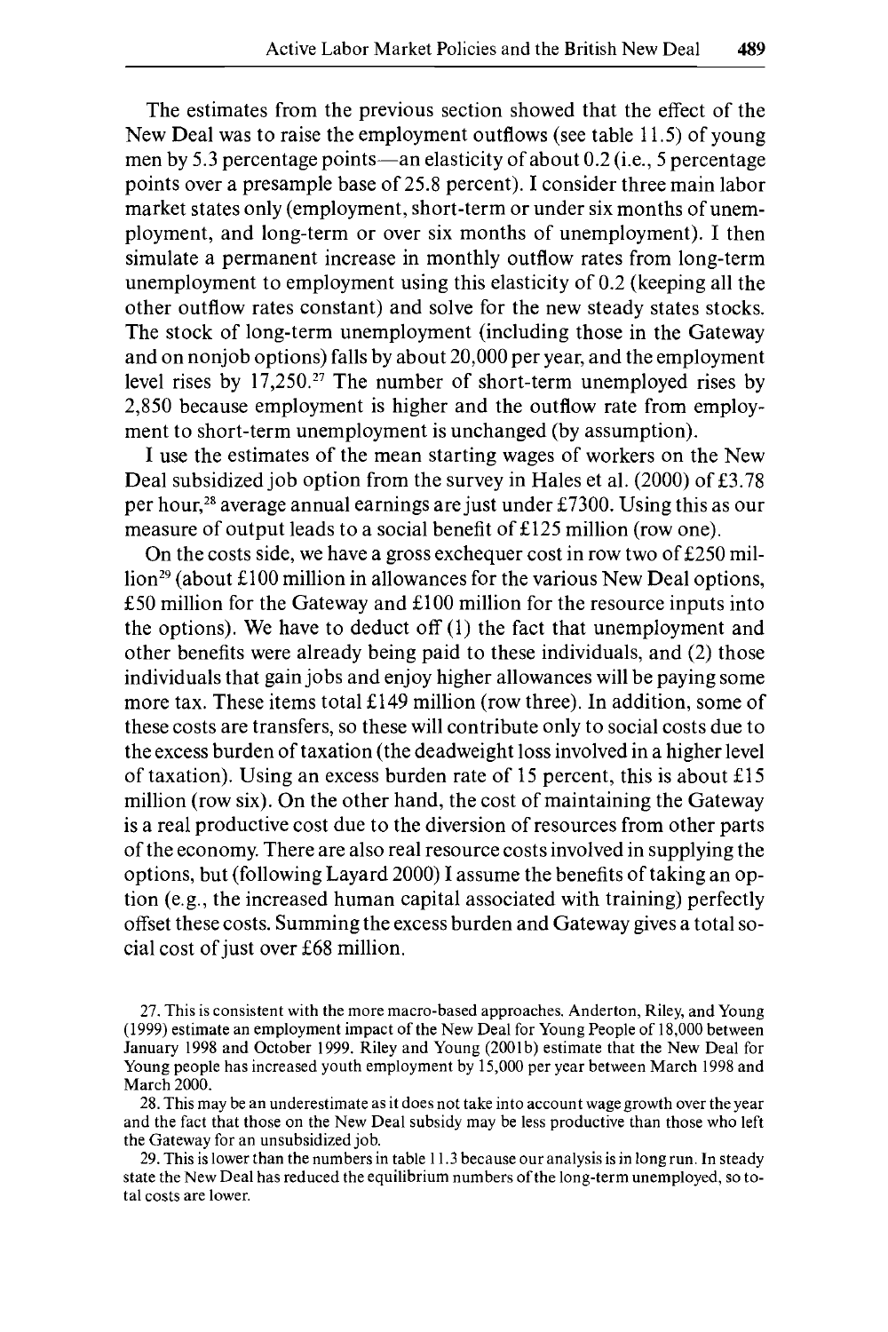The estimates from the previous section showed that the effect of the New Deal was to raise the employment outflows (see table 11.5) of young men by 5.3 percentage points—an elasticity of about 0.2 (i.e., 5 percentage points over a presample base of 25.8 percent). I consider three main labor market states only (employment, short-term or under six months of unemployment, and long-term or over six months of unemployment). I then simulate a permanent increase in monthly outflow rates from long-term unemployment to employment using this elasticity of 0.2 (keeping all the other outflow rates constant) and solve for the new steady states stocks. The stock of long-term unemployment (including those in the Gateway and on nonjob options) falls by about 20,000 per year, and the employment level rises by 17,250.[27] The number of short-term unemployed rises by 2,850 because employment is higher and the outflow rate from employment to short-term unemployment is unchanged (by assumption).

I use the estimates of the mean starting wages of workers on the New Deal subsidized job option from the survey in Hales et al. (2000) of £3.78 per hour,[28] average annual earnings are just under £7300. Using this as our measure of output leads to a social benefit of £125 million (row one).

On the costs side, we have a gross exchequer cost in row two of £250 million[29] (about £100 million in allowances for the various New Deal options, £50 million for the Gateway and £100 million for the resource inputs into the options). We have to deduct off (1) the fact that unemployment and other benefits were already being paid to these individuals, and (2) those individuals that gain jobs and enjoy higher allowances will be paying some more tax. These items total £149 million (row three). In addition, some of these costs are transfers, so these will contribute only to social costs due to the excess burden of taxation (the deadweight loss involved in a higher level of taxation). Using an excess burden rate of 15 percent, this is about £15 million (row six). On the other hand, the cost of maintaining the Gateway is a real productive cost due to the diversion of resources from other parts of the economy. There are also real resource costs involved in supplying the options, but (following Layard 2000) I assume the benefits of taking an option (e.g., the increased human capital associated with training) perfectly offset these costs. Summing the excess burden and Gateway gives a total social cost of just over £68 million.

27. This is consistent with the more macro-based approaches. Anderton, Riley, and Young (1999) estimate an employment impact of the New Deal for Young People of 18,000 between January 1998 and October 1999. Riley and Young (2001b) estimate that the New Deal for Young people has increased youth employment by 15,000 per year between March 1998 and March 2000.

28. This may be an underestimate as it does not take into account wage growth over the year and the fact that those on the New Deal subsidy may be less productive than those who left the Gateway for an unsubsidized job.

29. This is lower than the numbers in table 11.3 because our analysis is in long run. In steady state the New Deal has reduced the equilibrium numbers of the long-term unemployed, so total costs are lower.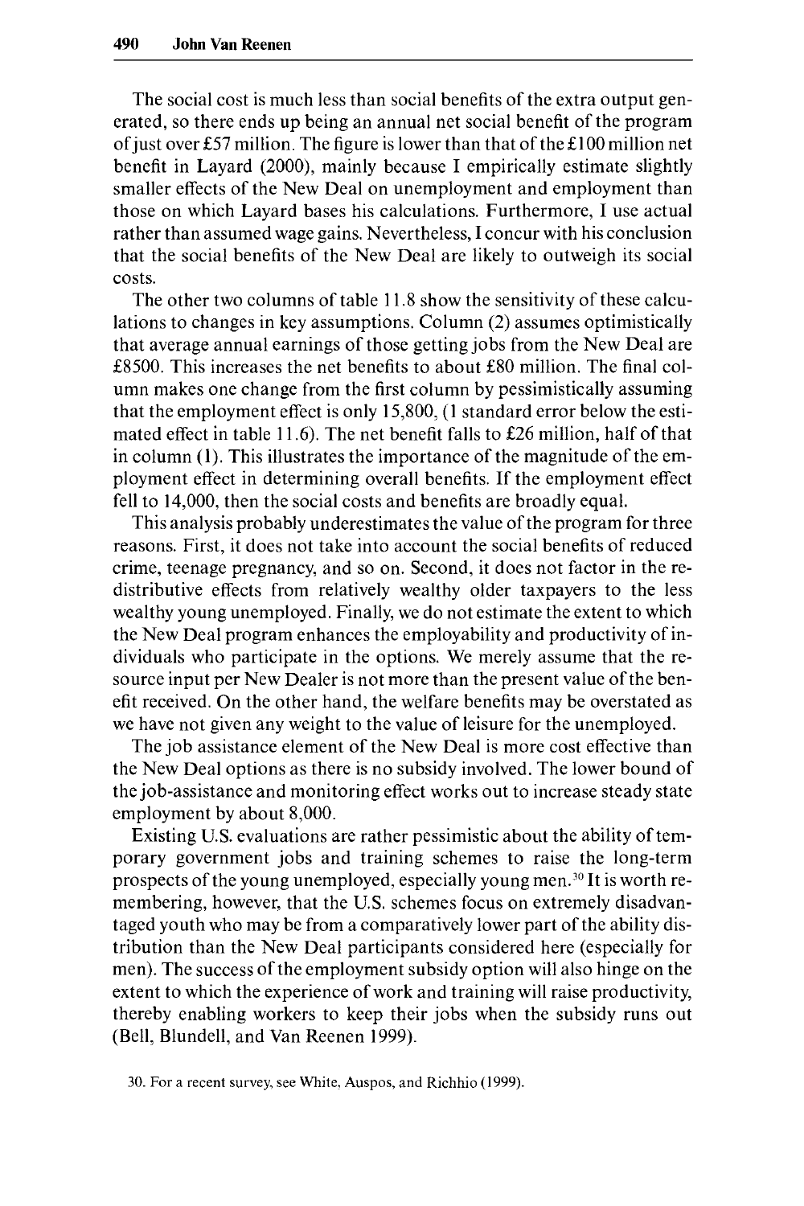The social cost is much less than social benefits of the extra output generated, so there ends up being an annual net social benefit of the program of just over £57 million. The figure is lower than that of the £100 million net benefit in Layard (2000), mainly because I empirically estimate slightly smaller effects of the New Deal on unemployment and employment than those on which Layard bases his calculations. Furthermore, I use actual rather than assumed wage gains. Nevertheless, I concur with his conclusion that the social benefits of the New Deal are likely to outweigh its social costs.

The other two columns of table 11.8 show the sensitivity of these calculations to changes in key assumptions. Column (2) assumes optimistically that average annual earnings of those getting jobs from the New Deal are £8500. This increases the net benefits to about £80 million. The final column makes one change from the first column by pessimistically assuming that the employment effect is only 15,800, (1 standard error below the estimated effect in table 11.6). The net benefit falls to £26 million, half of that in column (1). This illustrates the importance of the magnitude of the employment effect in determining overall benefits. If the employment effect fell to 14,000, then the social costs and benefits are broadly equal.

This analysis probably underestimates the value of the program for three reasons. First, it does not take into account the social benefits of reduced crime, teenage pregnancy, and so on. Second, it does not factor in the redistributive effects from relatively wealthy older taxpayers to the less wealthy young unemployed. Finally, we do not estimate the extent to which the New Deal program enhances the employability and productivity of individuals who participate in the options. We merely assume that the resource input per New Dealer is not more than the present value of the benefit received. On the other hand, the welfare benefits may be overstated as we have not given any weight to the value of leisure for the unemployed.

The job assistance element of the New Deal is more cost effective than the New Deal options as there is no subsidy involved. The lower bound of the job-assistance and monitoring effect works out to increase steady state employment by about 8,000.

Existing U.S. evaluations are rather pessimistic about the ability of temporary government jobs and training schemes to raise the long-term prospects of the young unemployed, especially young men.[30] It is worth remembering, however, that the U.S. schemes focus on extremely disadvantaged youth who may be from a comparatively lower part of the ability distribution than the New Deal participants considered here (especially for men). The success of the employment subsidy option will also hinge on the extent to which the experience of work and training will raise productivity, thereby enabling workers to keep their jobs when the subsidy runs out (Bell, Blundell, and Van Reenen 1999).

30. For a recent survey, see White, Auspos, and Richhio (1999).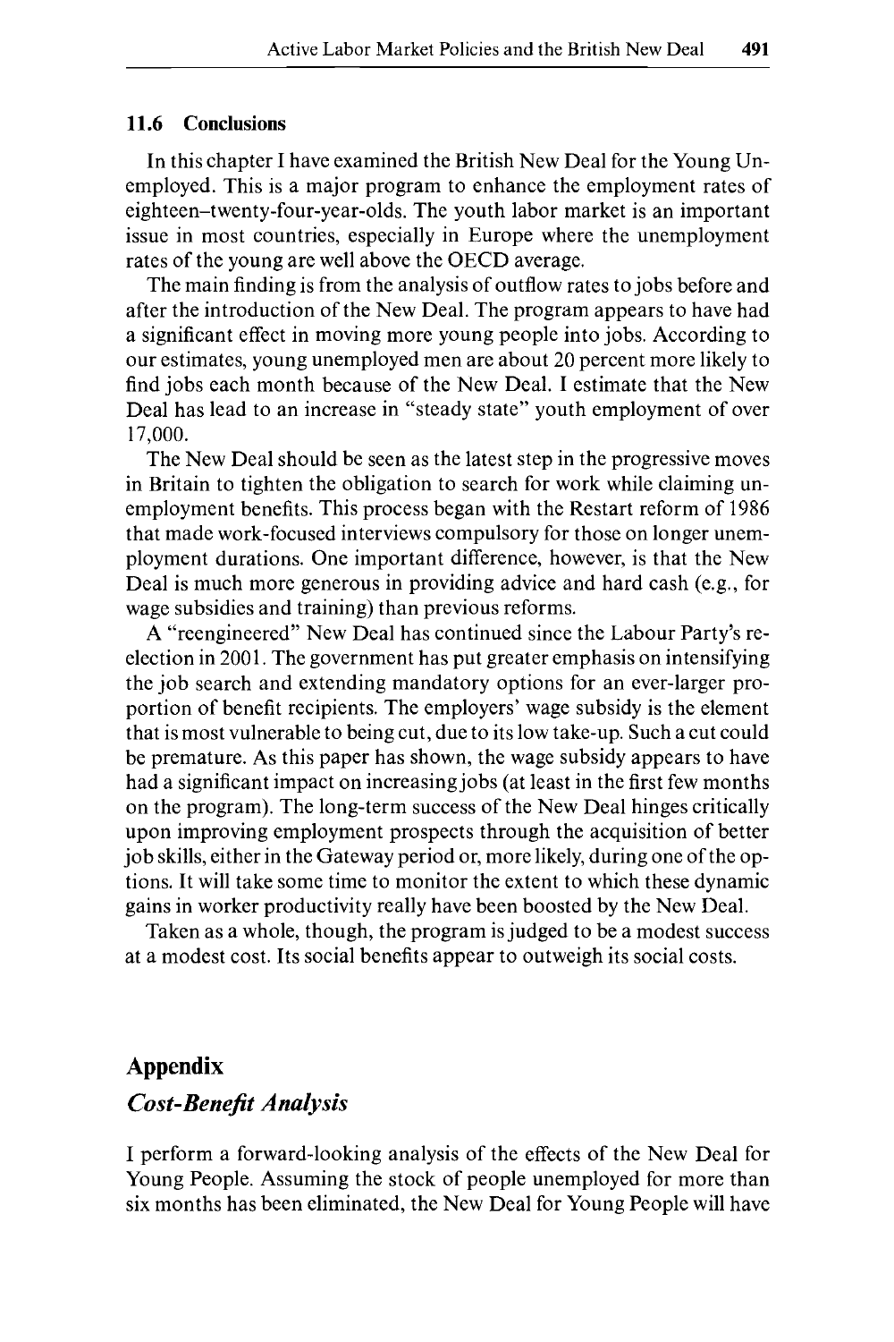### 11.6 Conclusions

In this chapter I have examined the British New Deal for the Young Unemployed. This is a major program to enhance the employment rates of eighteen–twenty-four-year-olds. The youth labor market is an important issue in most countries, especially in Europe where the unemployment rates of the young are well above the OECD average.

The main finding is from the analysis of outflow rates to jobs before and after the introduction of the New Deal. The program appears to have had a significant effect in moving more young people into jobs. According to our estimates, young unemployed men are about 20 percent more likely to find jobs each month because of the New Deal. I estimate that the New Deal has lead to an increase in "steady state" youth employment of over 17,000.

The New Deal should be seen as the latest step in the progressive moves in Britain to tighten the obligation to search for work while claiming unemployment benefits. This process began with the Restart reform of 1986 that made work-focused interviews compulsory for those on longer unemployment durations. One important difference, however, is that the New Deal is much more generous in providing advice and hard cash (e.g., for wage subsidies and training) than previous reforms.

A "reengineered" New Deal has continued since the Labour Party's reelection in 2001. The government has put greater emphasis on intensifying the job search and extending mandatory options for an ever-larger proportion of benefit recipients. The employers' wage subsidy is the element that is most vulnerable to being cut, due to its low take-up. Such a cut could be premature. As this paper has shown, the wage subsidy appears to have had a significant impact on increasing jobs (at least in the first few months on the program). The long-term success of the New Deal hinges critically upon improving employment prospects through the acquisition of better job skills, either in the Gateway period or, more likely, during one of the options. It will take some time to monitor the extent to which these dynamic gains in worker productivity really have been boosted by the New Deal.

Taken as a whole, though, the program is judged to be a modest success at a modest cost. Its social benefits appear to outweigh its social costs.

## Appendix

### *Cost-Benefit Analysis*

I perform a forward-looking analysis of the effects of the New Deal for Young People. Assuming the stock of people unemployed for more than six months has been eliminated, the New Deal for Young People will have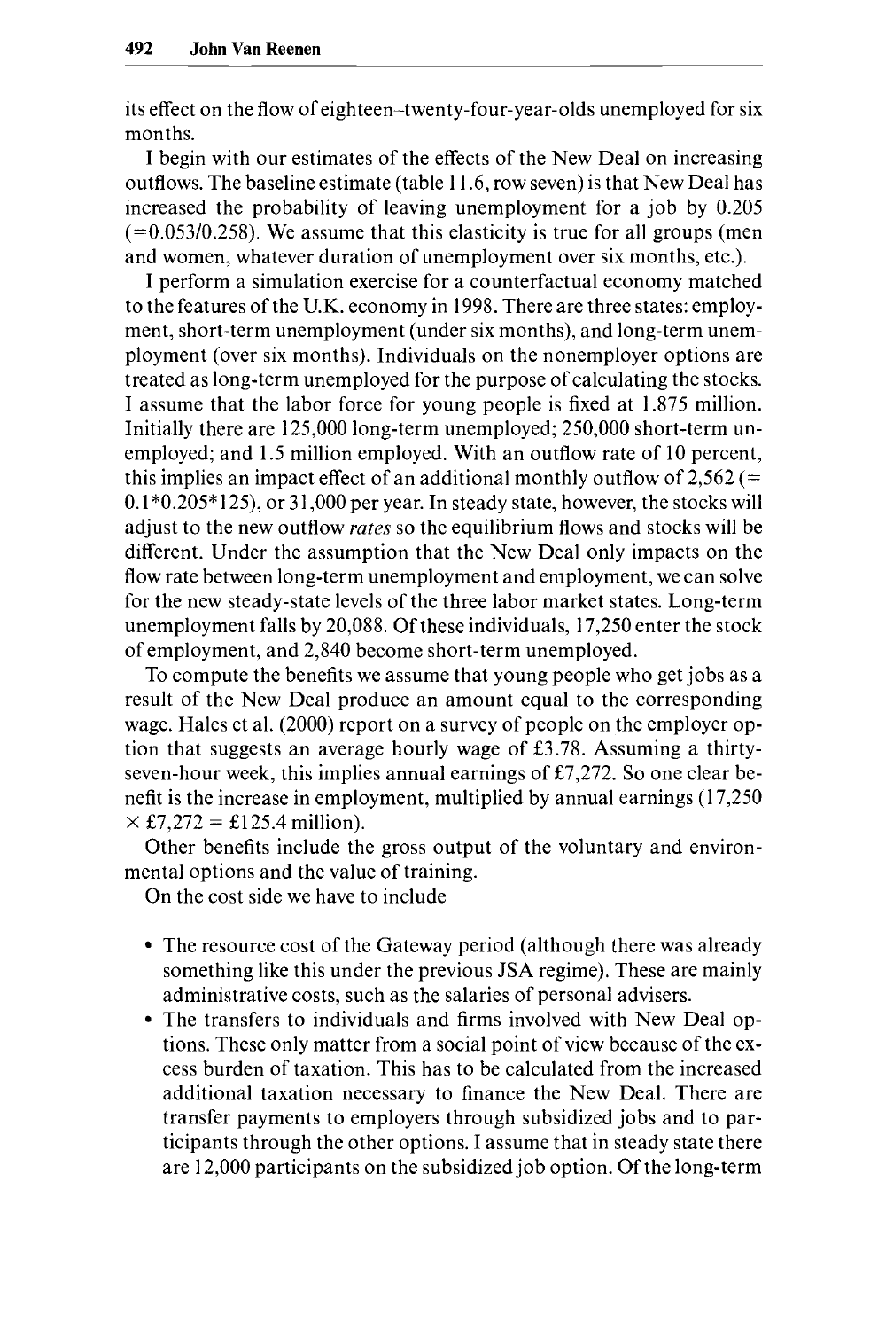its effect on the flow of eighteen–twenty-four-year-olds unemployed for six months.

I begin with our estimates of the effects of the New Deal on increasing outflows. The baseline estimate (table 11.6, row seven) is that New Deal has increased the probability of leaving unemployment for a job by 0.205 (=0.053/0.258). We assume that this elasticity is true for all groups (men and women, whatever duration of unemployment over six months, etc.).

I perform a simulation exercise for a counterfactual economy matched to the features of the U.K. economy in 1998. There are three states: employment, short-term unemployment (under six months), and long-term unemployment (over six months). Individuals on the nonemployer options are treated as long-term unemployed for the purpose of calculating the stocks. I assume that the labor force for young people is fixed at 1.875 million. Initially there are 125,000 long-term unemployed; 250,000 short-term unemployed; and 1.5 million employed. With an outflow rate of 10 percent, this implies an impact effect of an additional monthly outflow of 2,562 (= 0.1*0.205*125), or 31,000 per year. In steady state, however, the stocks will adjust to the new outflow *rates* so the equilibrium flows and stocks will be different. Under the assumption that the New Deal only impacts on the flow rate between long-term unemployment and employment, we can solve for the new steady-state levels of the three labor market states. Long-term unemployment falls by 20,088. Of these individuals, 17,250 enter the stock of employment, and 2,840 become short-term unemployed.

To compute the benefits we assume that young people who get jobs as a result of the New Deal produce an amount equal to the corresponding wage. Hales et al. (2000) report on a survey of people on the employer option that suggests an average hourly wage of £3.78. Assuming a thirty-seven-hour week, this implies annual earnings of £7,272. So one clear benefit is the increase in employment, multiplied by annual earnings (17,250 × £7,272 = £125.4 million).

Other benefits include the gross output of the voluntary and environmental options and the value of training.

On the cost side we have to include

- The resource cost of the Gateway period (although there was already something like this under the previous JSA regime). These are mainly administrative costs, such as the salaries of personal advisers.
- The transfers to individuals and firms involved with New Deal options. These only matter from a social point of view because of the excess burden of taxation. This has to be calculated from the increased additional taxation necessary to finance the New Deal. There are transfer payments to employers through subsidized jobs and to participants through the other options. I assume that in steady state there are 12,000 participants on the subsidized job option. Of the long-term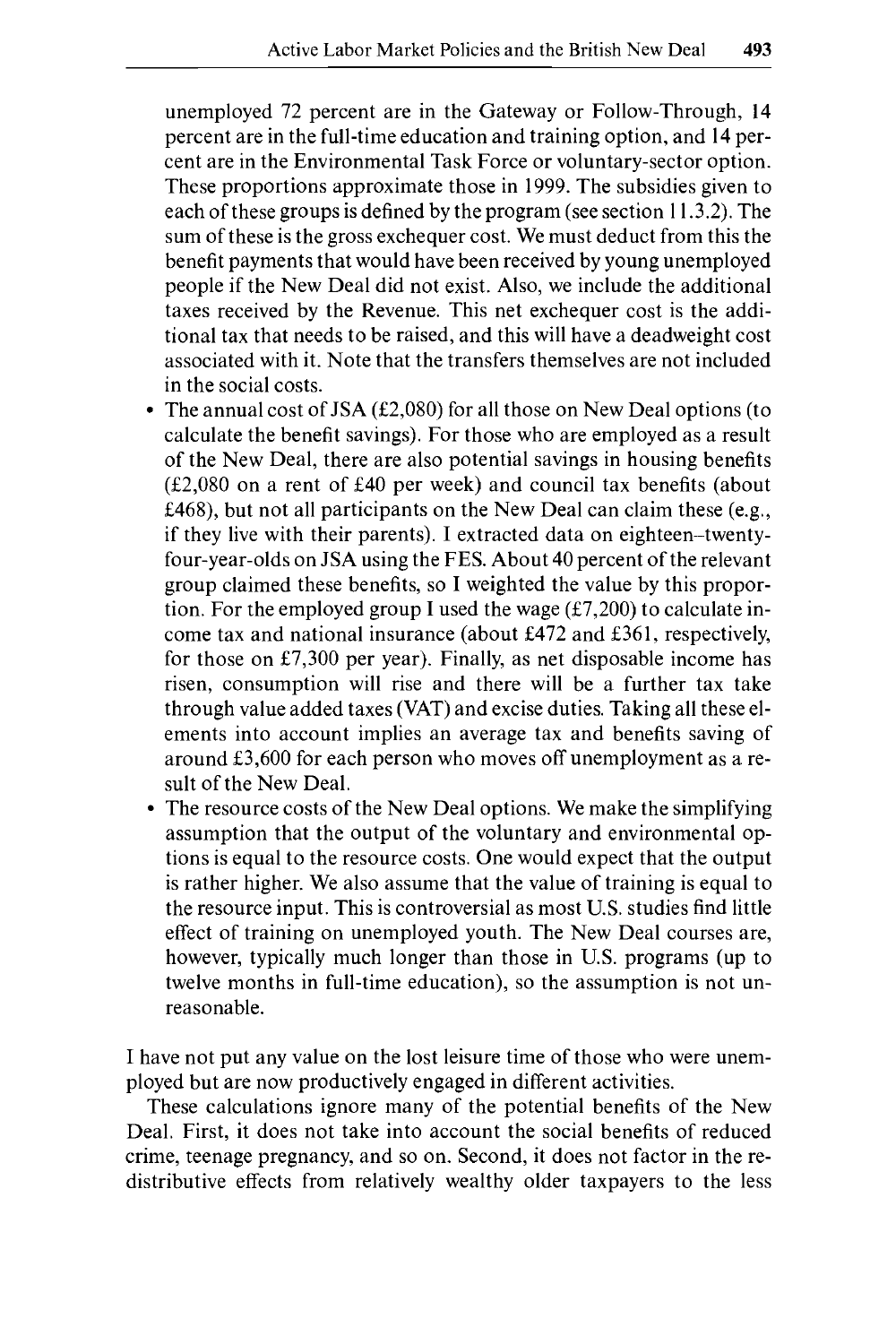unemployed 72 percent are in the Gateway or Follow-Through, 14 percent are in the full-time education and training option, and 14 percent are in the Environmental Task Force or voluntary-sector option. These proportions approximate those in 1999. The subsidies given to each of these groups is defined by the program (see section 11.3.2). The sum of these is the gross exchequer cost. We must deduct from this the benefit payments that would have been received by young unemployed people if the New Deal did not exist. Also, we include the additional taxes received by the Revenue. This net exchequer cost is the additional tax that needs to be raised, and this will have a deadweight cost associated with it. Note that the transfers themselves are not included in the social costs.

- The annual cost of JSA (£2,080) for all those on New Deal options (to calculate the benefit savings). For those who are employed as a result of the New Deal, there are also potential savings in housing benefits (£2,080 on a rent of £40 per week) and council tax benefits (about £468), but not all participants on the New Deal can claim these (e.g., if they live with their parents). I extracted data on eighteen–twenty-four-year-olds on JSA using the FES. About 40 percent of the relevant group claimed these benefits, so I weighted the value by this proportion. For the employed group I used the wage (£7,200) to calculate income tax and national insurance (about £472 and £361, respectively, for those on £7,300 per year). Finally, as net disposable income has risen, consumption will rise and there will be a further tax take through value added taxes (VAT) and excise duties. Taking all these elements into account implies an average tax and benefits saving of around £3,600 for each person who moves off unemployment as a result of the New Deal.
- The resource costs of the New Deal options. We make the simplifying assumption that the output of the voluntary and environmental options is equal to the resource costs. One would expect that the output is rather higher. We also assume that the value of training is equal to the resource input. This is controversial as most U.S. studies find little effect of training on unemployed youth. The New Deal courses are, however, typically much longer than those in U.S. programs (up to twelve months in full-time education), so the assumption is not unreasonable.

I have not put any value on the lost leisure time of those who were unemployed but are now productively engaged in different activities.

These calculations ignore many of the potential benefits of the New Deal. First, it does not take into account the social benefits of reduced crime, teenage pregnancy, and so on. Second, it does not factor in the redistributive effects from relatively wealthy older taxpayers to the less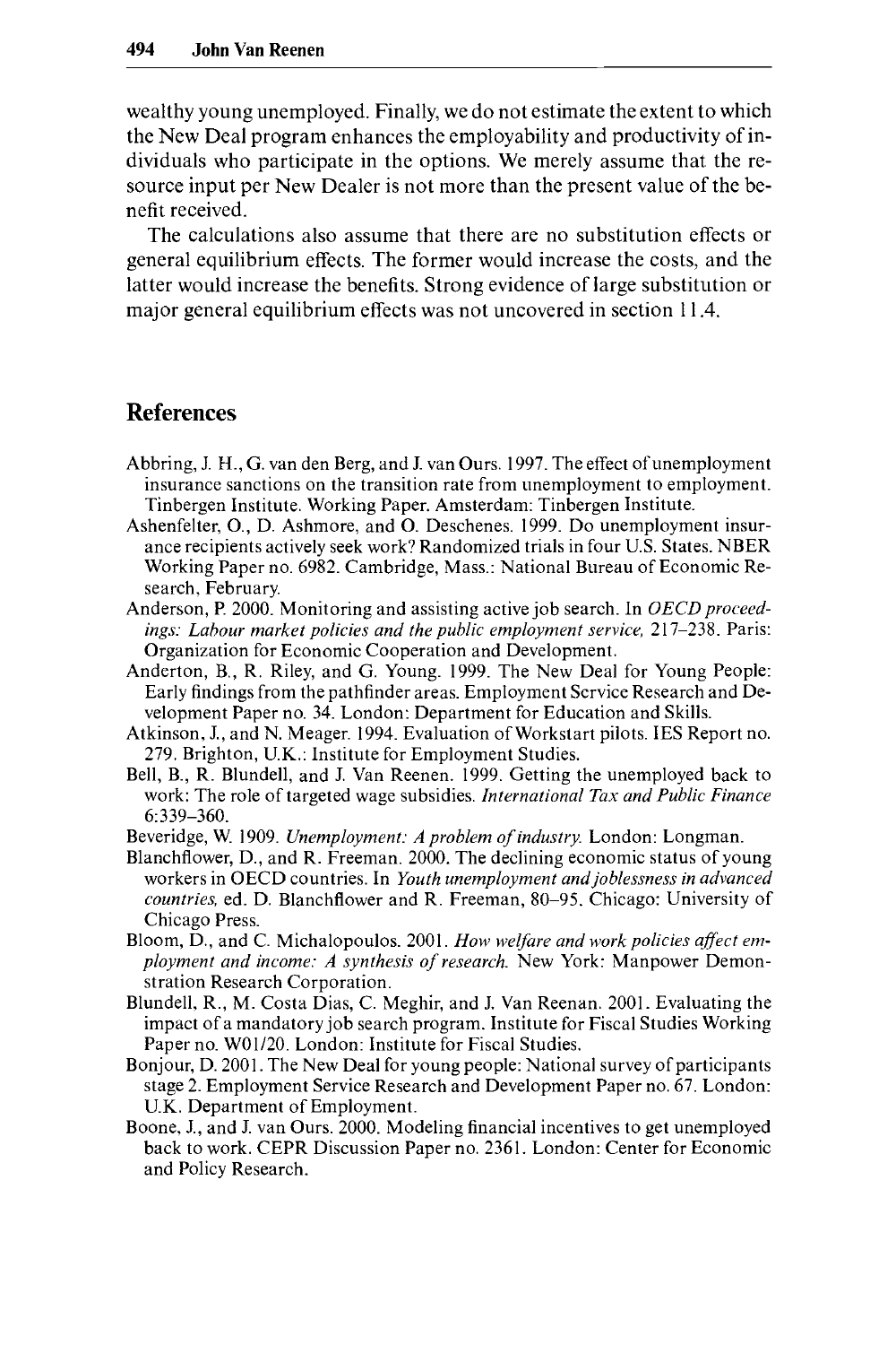wealthy young unemployed. Finally, we do not estimate the extent to which the New Deal program enhances the employability and productivity of individuals who participate in the options. We merely assume that the resource input per New Dealer is not more than the present value of the benefit received.

The calculations also assume that there are no substitution effects or general equilibrium effects. The former would increase the costs, and the latter would increase the benefits. Strong evidence of large substitution or major general equilibrium effects was not uncovered in section 11.4.

## References

Abbring, J. H., G. van den Berg, and J. van Ours. 1997. The effect of unemployment insurance sanctions on the transition rate from unemployment to employment. Tinbergen Institute. Working Paper. Amsterdam: Tinbergen Institute.

Ashenfelter, O., D. Ashmore, and O. Deschenes. 1999. Do unemployment insurance recipients actively seek work? Randomized trials in four U.S. States. NBER Working Paper no. 6982. Cambridge, Mass.: National Bureau of Economic Research, February.

Anderson, P. 2000. Monitoring and assisting active job search. In *OECD proceedings: Labour market policies and the public employment service*, 217–238. Paris: Organization for Economic Cooperation and Development.

Anderton, B., R. Riley, and G. Young. 1999. The New Deal for Young People: Early findings from the pathfinder areas. Employment Service Research and Development Paper no. 34. London: Department for Education and Skills.

Atkinson, J., and N. Meager. 1994. Evaluation of Workstart pilots. IES Report no. 279. Brighton, U.K.: Institute for Employment Studies.

Bell, B., R. Blundell, and J. Van Reenen. 1999. Getting the unemployed back to work: The role of targeted wage subsidies. *International Tax and Public Finance* 6:339–360.

Beveridge, W. 1909. *Unemployment: A problem of industry.* London: Longman.

Blanchflower, D., and R. Freeman. 2000. The declining economic status of young workers in OECD countries. In *Youth unemployment and joblessness in advanced countries,* ed. D. Blanchflower and R. Freeman, 80–95. Chicago: University of Chicago Press.

Bloom, D., and C. Michalopoulos. 2001. *How welfare and work policies affect employment and income: A synthesis of research.* New York: Manpower Demonstration Research Corporation.

Blundell, R., M. Costa Dias, C. Meghir, and J. Van Reenan. 2001. Evaluating the impact of a mandatory job search program. Institute for Fiscal Studies Working Paper no. W01/20. London: Institute for Fiscal Studies.

Bonjour, D. 2001. The New Deal for young people: National survey of participants stage 2. Employment Service Research and Development Paper no. 67. London: U.K. Department of Employment.

Boone, J., and J. van Ours. 2000. Modeling financial incentives to get unemployed back to work. CEPR Discussion Paper no. 2361. London: Center for Economic and Policy Research.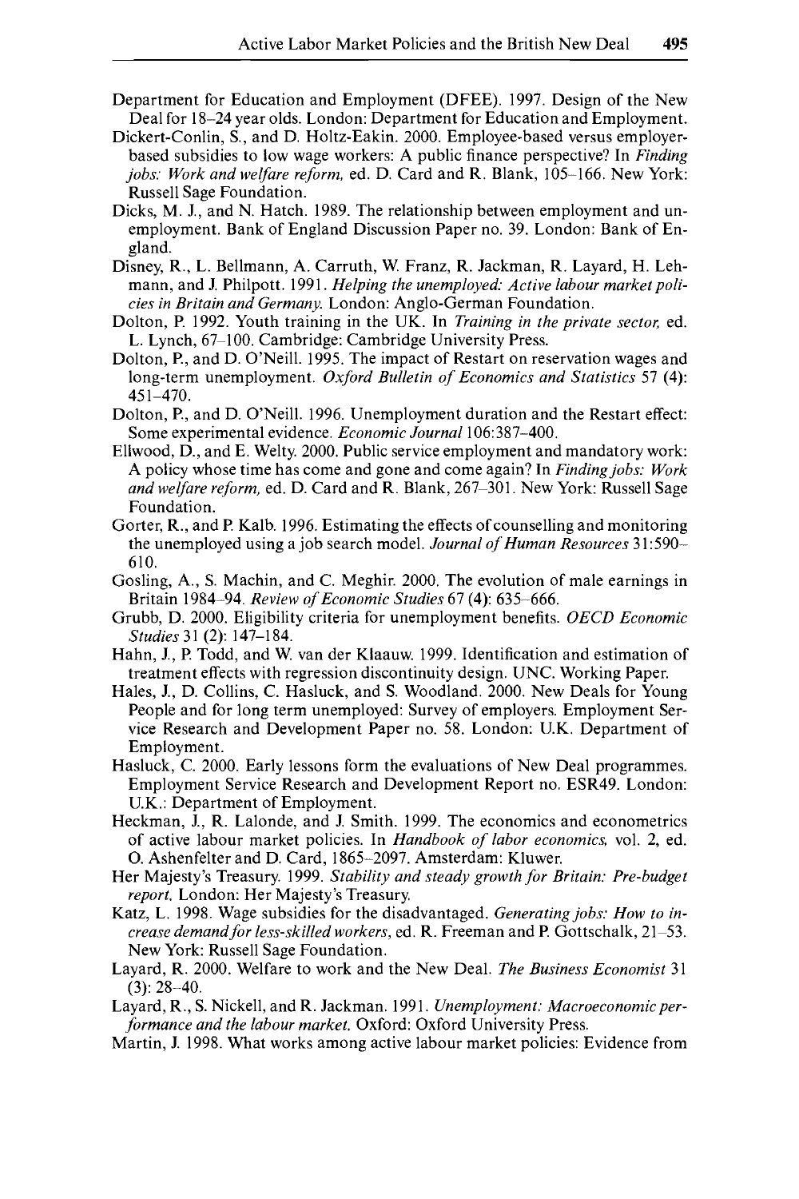Department for Education and Employment (DFEE). 1997. Design of the New Deal for 18–24 year olds. London: Department for Education and Employment.

Dickert-Conlin, S., and D. Holtz-Eakin. 2000. Employee-based versus employer-based subsidies to low wage workers: A public finance perspective? In *Finding jobs: Work and welfare reform,* ed. D. Card and R. Blank, 105–166. New York: Russell Sage Foundation.

Dicks, M. J., and N. Hatch. 1989. The relationship between employment and unemployment. Bank of England Discussion Paper no. 39. London: Bank of England.

Disney, R., L. Bellmann, A. Carruth, W. Franz, R. Jackman, R. Layard, H. Lehmann, and J. Philpott. 1991. *Helping the unemployed: Active labour market policies in Britain and Germany.* London: Anglo-German Foundation.

Dolton, P. 1992. Youth training in the UK. In *Training in the private sector,* ed. L. Lynch, 67–100. Cambridge: Cambridge University Press.

Dolton, P., and D. O'Neill. 1995. The impact of Restart on reservation wages and long-term unemployment. *Oxford Bulletin of Economics and Statistics* 57 (4): 451–470.

Dolton, P., and D. O'Neill. 1996. Unemployment duration and the Restart effect: Some experimental evidence. *Economic Journal* 106:387–400.

Ellwood, D., and E. Welty. 2000. Public service employment and mandatory work: A policy whose time has come and gone and come again? In *Finding jobs: Work and welfare reform,* ed. D. Card and R. Blank, 267–301. New York: Russell Sage Foundation.

Gorter, R., and P. Kalb. 1996. Estimating the effects of counselling and monitoring the unemployed using a job search model. *Journal of Human Resources* 31:590–610.

Gosling, A., S. Machin, and C. Meghir. 2000. The evolution of male earnings in Britain 1984–94. *Review of Economic Studies* 67 (4): 635–666.

Grubb, D. 2000. Eligibility criteria for unemployment benefits. *OECD Economic Studies* 31 (2): 147–184.

Hahn, J., P. Todd, and W. van der Klaauw. 1999. Identification and estimation of treatment effects with regression discontinuity design. UNC. Working Paper.

Hales, J., D. Collins, C. Hasluck, and S. Woodland. 2000. New Deals for Young People and for long term unemployed: Survey of employers. Employment Service Research and Development Paper no. 58. London: U.K. Department of Employment.

Hasluck, C. 2000. Early lessons form the evaluations of New Deal programmes. Employment Service Research and Development Report no. ESR49. London: U.K.: Department of Employment.

Heckman, J., R. Lalonde, and J. Smith. 1999. The economics and econometrics of active labour market policies. In *Handbook of labor economics,* vol. 2, ed. O. Ashenfelter and D. Card, 1865–2097. Amsterdam: Kluwer.

Her Majesty's Treasury. 1999. *Stability and steady growth for Britain: Pre-budget report.* London: Her Majesty's Treasury.

Katz, L. 1998. Wage subsidies for the disadvantaged. *Generating jobs: How to increase demand for less-skilled workers,* ed. R. Freeman and P. Gottschalk, 21–53. New York: Russell Sage Foundation.

Layard, R. 2000. Welfare to work and the New Deal. *The Business Economist* 31 (3): 28–40.

Layard, R., S. Nickell, and R. Jackman. 1991. *Unemployment: Macroeconomic performance and the labour market.* Oxford: Oxford University Press.

Martin, J. 1998. What works among active labour market policies: Evidence from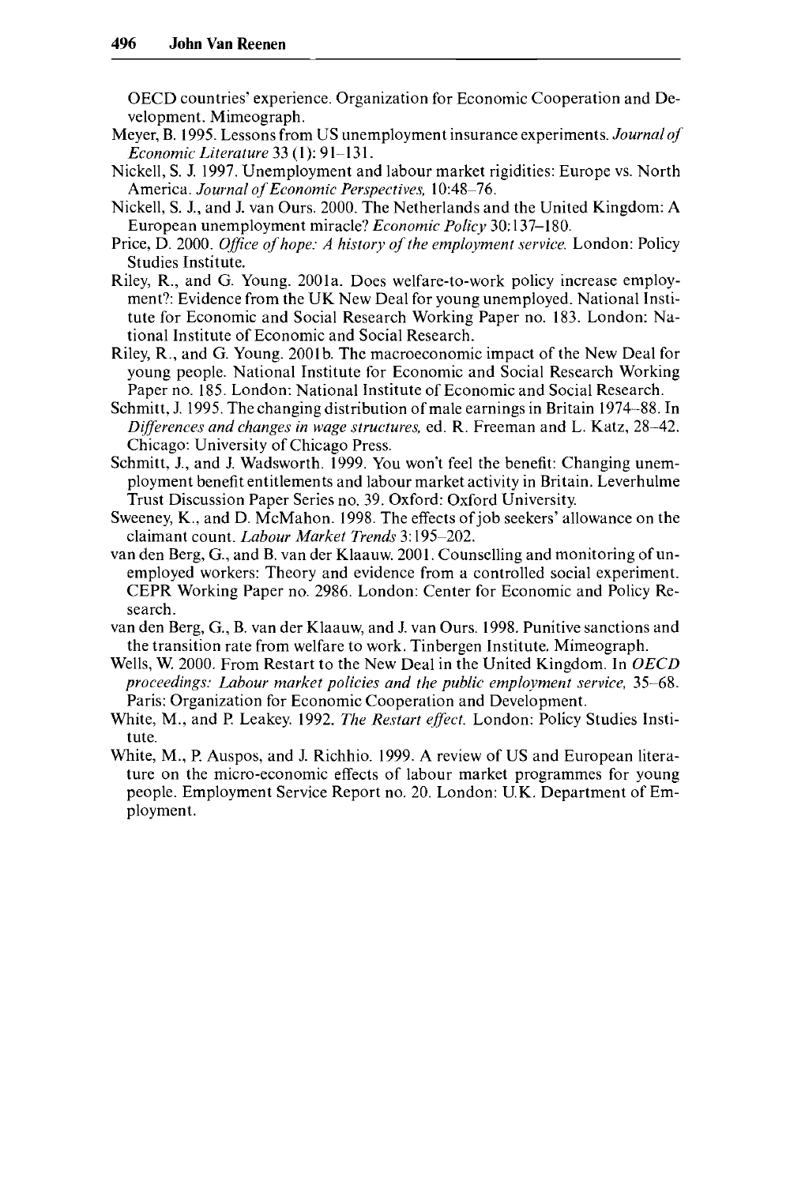OECD countries' experience. Organization for Economic Cooperation and Development. Mimeograph.

Meyer, B. 1995. Lessons from US unemployment insurance experiments. *Journal of Economic Literature* 33 (1): 91–131.

Nickell, S. J. 1997. Unemployment and labour market rigidities: Europe vs. North America. *Journal of Economic Perspectives,* 10:48–76.

Nickell, S. J., and J. van Ours. 2000. The Netherlands and the United Kingdom: A European unemployment miracle? *Economic Policy* 30:137–180.

Price, D. 2000. *Office of hope: A history of the employment service.* London: Policy Studies Institute.

Riley, R., and G. Young. 2001a. Does welfare-to-work policy increase employment?: Evidence from the UK New Deal for young unemployed. National Institute for Economic and Social Research Working Paper no. 183. London: National Institute of Economic and Social Research.

Riley, R., and G. Young. 2001b. The macroeconomic impact of the New Deal for young people. National Institute for Economic and Social Research Working Paper no. 185. London: National Institute of Economic and Social Research.

Schmitt, J. 1995. The changing distribution of male earnings in Britain 1974–88. In *Differences and changes in wage structures,* ed. R. Freeman and L. Katz, 28–42. Chicago: University of Chicago Press.

Schmitt, J., and J. Wadsworth. 1999. You won't feel the benefit: Changing unemployment benefit entitlements and labour market activity in Britain. Leverhulme Trust Discussion Paper Series no. 39. Oxford: Oxford University.

Sweeney, K., and D. McMahon. 1998. The effects of job seekers' allowance on the claimant count. *Labour Market Trends* 3:195–202.

van den Berg, G., and B. van der Klaauw. 2001. Counselling and monitoring of unemployed workers: Theory and evidence from a controlled social experiment. CEPR Working Paper no. 2986. London: Center for Economic and Policy Research.

van den Berg, G., B. van der Klaauw, and J. van Ours. 1998. Punitive sanctions and the transition rate from welfare to work. Tinbergen Institute. Mimeograph.

Wells, W. 2000. From Restart to the New Deal in the United Kingdom. In *OECD proceedings: Labour market policies and the public employment service,* 35–68. Paris: Organization for Economic Cooperation and Development.

White, M., and P. Leakey. 1992. *The Restart effect.* London: Policy Studies Institute.

White, M., P. Auspos, and J. Richhio. 1999. A review of US and European literature on the micro-economic effects of labour market programmes for young people. Employment Service Report no. 20. London: U.K. Department of Employment.